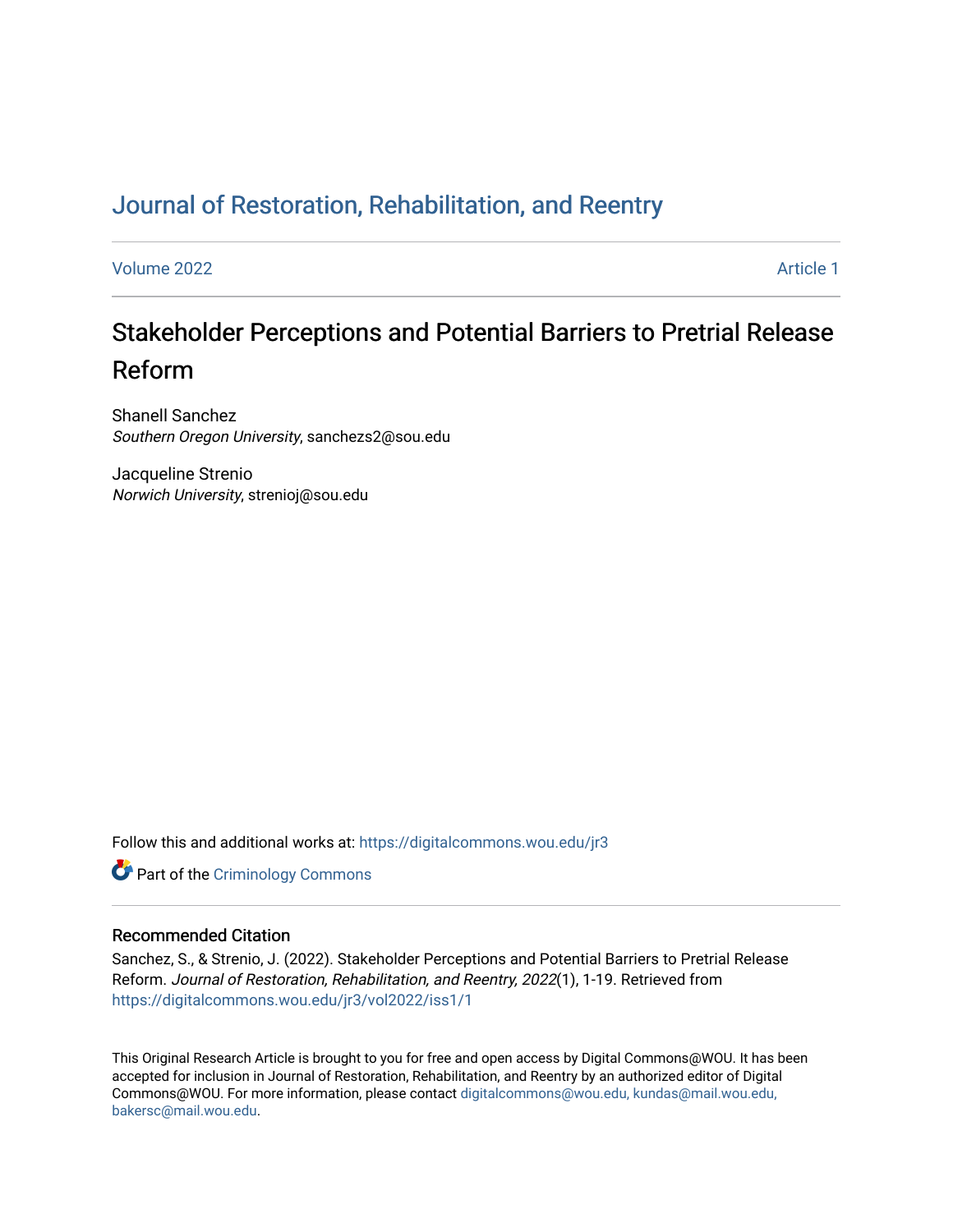Journal of Restoration, Rehabilitation, and Reentry

Volume 2022 Article 1

# Stakeholder Perceptions and Potential Barriers to Pretrial Release Reform

Shanell Sanchez
*Southern Oregon University*, sanchezs2@sou.edu

Jacqueline Strenio
*Norwich University*, strenioj@sou.edu

Follow this and additional works at: https://digitalcommons.wou.edu/jr3

Part of the Criminology Commons

## Recommended Citation

Sanchez, S., & Strenio, J. (2022). Stakeholder Perceptions and Potential Barriers to Pretrial Release Reform. *Journal of Restoration, Rehabilitation, and Reentry, 2022*(1), 1-19. Retrieved from https://digitalcommons.wou.edu/jr3/vol2022/iss1/1

This Original Research Article is brought to you for free and open access by Digital Commons@WOU. It has been accepted for inclusion in Journal of Restoration, Rehabilitation, and Reentry by an authorized editor of Digital Commons@WOU. For more information, please contact digitalcommons@wou.edu, kundas@mail.wou.edu, bakersc@mail.wou.edu.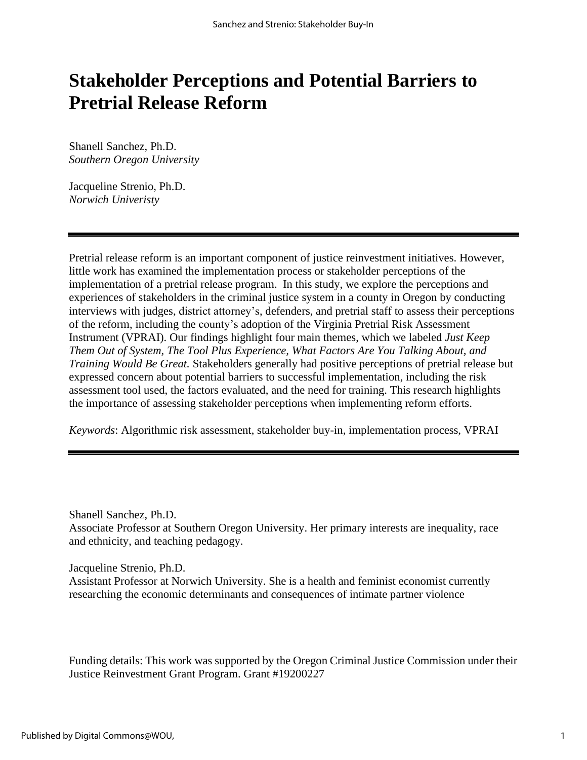# Stakeholder Perceptions and Potential Barriers to Pretrial Release Reform

Shanell Sanchez, Ph.D.
*Southern Oregon University*

Jacqueline Strenio, Ph.D.
*Norwich Univeristy*

---

Pretrial release reform is an important component of justice reinvestment initiatives. However, little work has examined the implementation process or stakeholder perceptions of the implementation of a pretrial release program. In this study, we explore the perceptions and experiences of stakeholders in the criminal justice system in a county in Oregon by conducting interviews with judges, district attorney's, defenders, and pretrial staff to assess their perceptions of the reform, including the county's adoption of the Virginia Pretrial Risk Assessment Instrument (VPRAI). Our findings highlight four main themes, which we labeled *Just Keep Them Out of System, The Tool Plus Experience, What Factors Are You Talking About, and Training Would Be Great.* Stakeholders generally had positive perceptions of pretrial release but expressed concern about potential barriers to successful implementation, including the risk assessment tool used, the factors evaluated, and the need for training. This research highlights the importance of assessing stakeholder perceptions when implementing reform efforts.

*Keywords*: Algorithmic risk assessment, stakeholder buy-in, implementation process, VPRAI

---

Shanell Sanchez, Ph.D.
Associate Professor at Southern Oregon University. Her primary interests are inequality, race and ethnicity, and teaching pedagogy.

Jacqueline Strenio, Ph.D.
Assistant Professor at Norwich University. She is a health and feminist economist currently researching the economic determinants and consequences of intimate partner violence

Funding details: This work was supported by the Oregon Criminal Justice Commission under their Justice Reinvestment Grant Program. Grant #19200227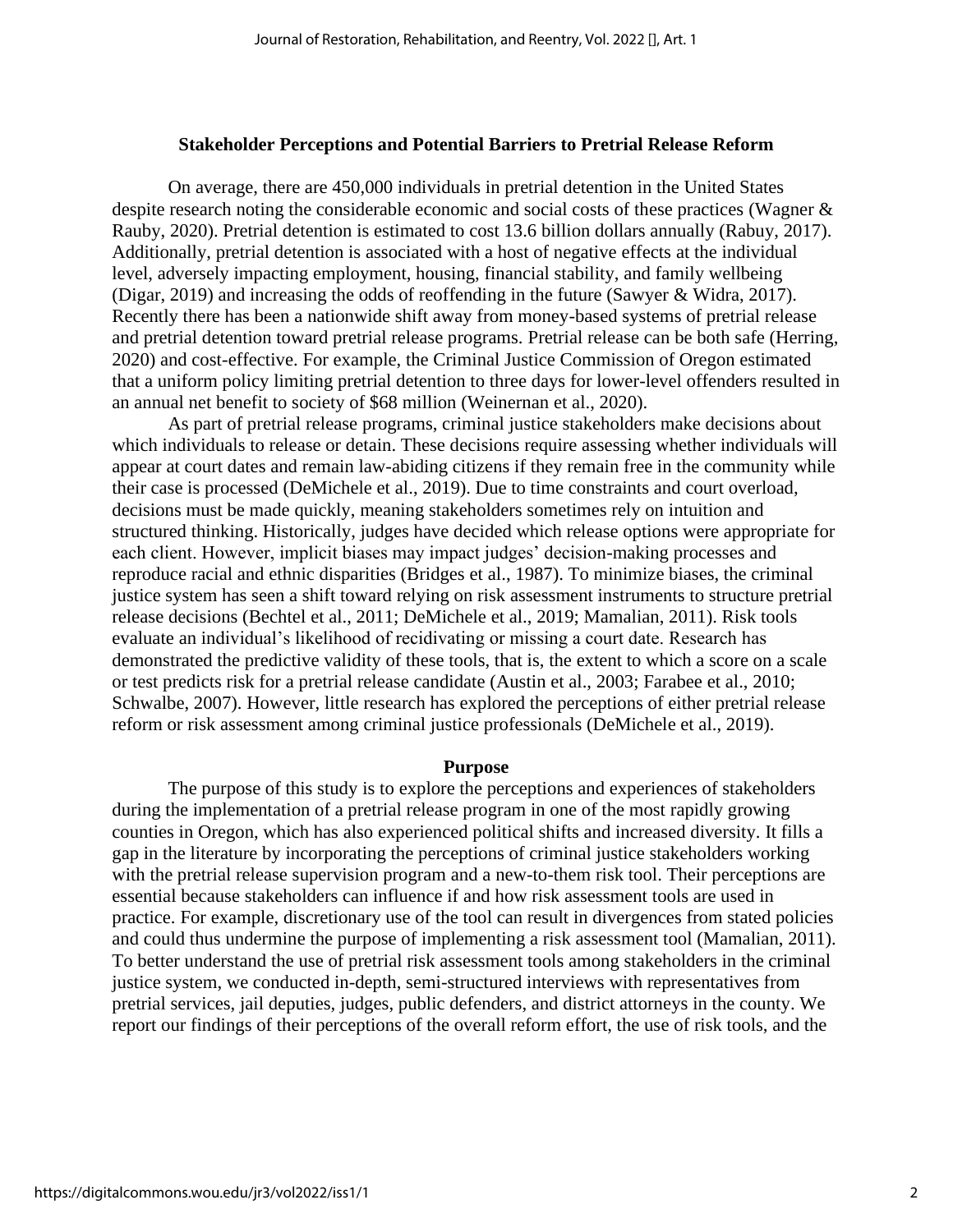## Stakeholder Perceptions and Potential Barriers to Pretrial Release Reform

On average, there are 450,000 individuals in pretrial detention in the United States despite research noting the considerable economic and social costs of these practices (Wagner & Rauby, 2020). Pretrial detention is estimated to cost 13.6 billion dollars annually (Rabuy, 2017). Additionally, pretrial detention is associated with a host of negative effects at the individual level, adversely impacting employment, housing, financial stability, and family wellbeing (Digar, 2019) and increasing the odds of reoffending in the future (Sawyer & Widra, 2017). Recently there has been a nationwide shift away from money-based systems of pretrial release and pretrial detention toward pretrial release programs. Pretrial release can be both safe (Herring, 2020) and cost-effective. For example, the Criminal Justice Commission of Oregon estimated that a uniform policy limiting pretrial detention to three days for lower-level offenders resulted in an annual net benefit to society of $68 million (Weinernan et al., 2020).

As part of pretrial release programs, criminal justice stakeholders make decisions about which individuals to release or detain. These decisions require assessing whether individuals will appear at court dates and remain law-abiding citizens if they remain free in the community while their case is processed (DeMichele et al., 2019). Due to time constraints and court overload, decisions must be made quickly, meaning stakeholders sometimes rely on intuition and structured thinking. Historically, judges have decided which release options were appropriate for each client. However, implicit biases may impact judges' decision-making processes and reproduce racial and ethnic disparities (Bridges et al., 1987). To minimize biases, the criminal justice system has seen a shift toward relying on risk assessment instruments to structure pretrial release decisions (Bechtel et al., 2011; DeMichele et al., 2019; Mamalian, 2011). Risk tools evaluate an individual's likelihood of recidivating or missing a court date. Research has demonstrated the predictive validity of these tools, that is, the extent to which a score on a scale or test predicts risk for a pretrial release candidate (Austin et al., 2003; Farabee et al., 2010; Schwalbe, 2007). However, little research has explored the perceptions of either pretrial release reform or risk assessment among criminal justice professionals (DeMichele et al., 2019).

### Purpose

The purpose of this study is to explore the perceptions and experiences of stakeholders during the implementation of a pretrial release program in one of the most rapidly growing counties in Oregon, which has also experienced political shifts and increased diversity. It fills a gap in the literature by incorporating the perceptions of criminal justice stakeholders working with the pretrial release supervision program and a new-to-them risk tool. Their perceptions are essential because stakeholders can influence if and how risk assessment tools are used in practice. For example, discretionary use of the tool can result in divergences from stated policies and could thus undermine the purpose of implementing a risk assessment tool (Mamalian, 2011). To better understand the use of pretrial risk assessment tools among stakeholders in the criminal justice system, we conducted in-depth, semi-structured interviews with representatives from pretrial services, jail deputies, judges, public defenders, and district attorneys in the county. We report our findings of their perceptions of the overall reform effort, the use of risk tools, and the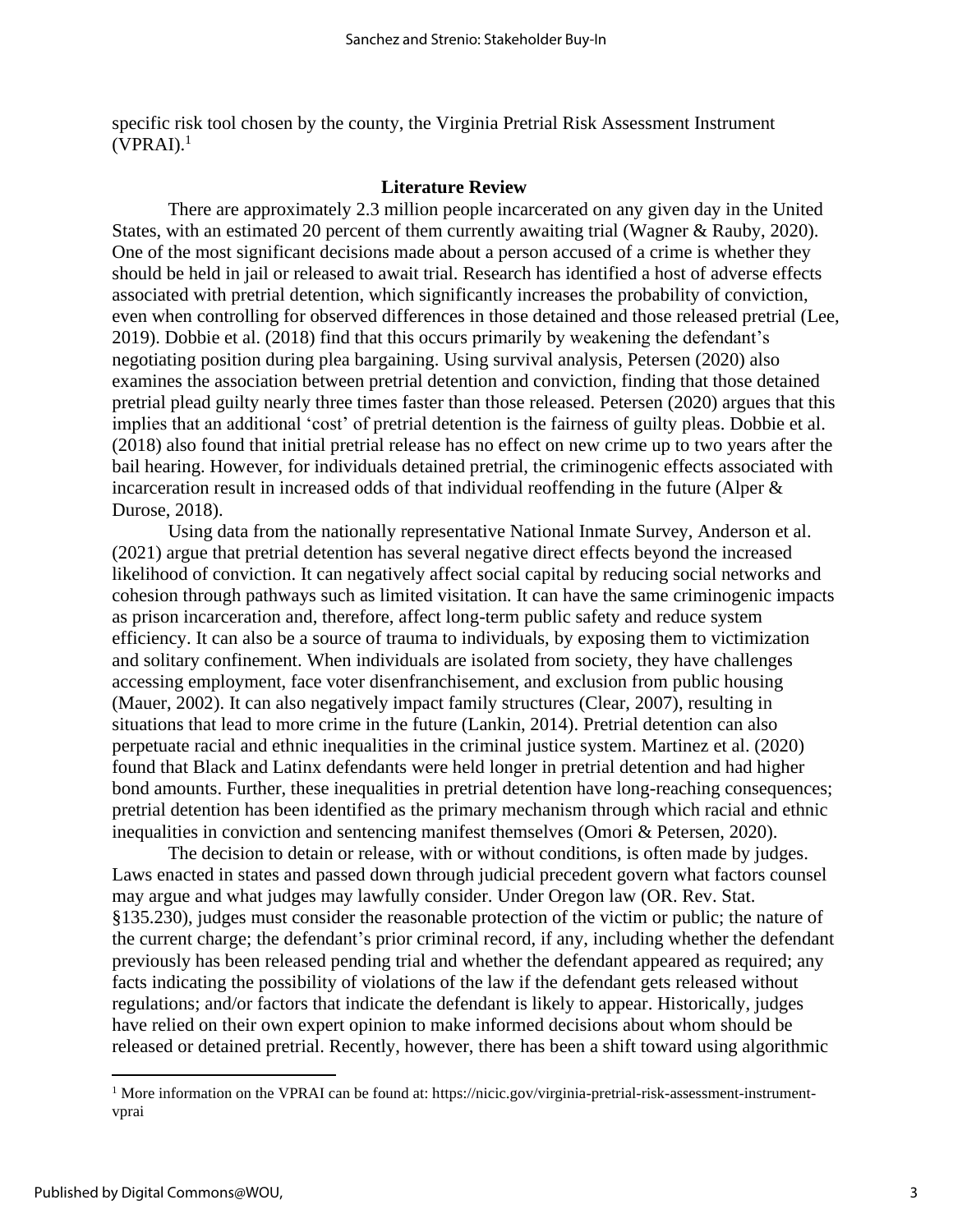specific risk tool chosen by the county, the Virginia Pretrial Risk Assessment Instrument (VPRAI).[1]

## Literature Review

There are approximately 2.3 million people incarcerated on any given day in the United States, with an estimated 20 percent of them currently awaiting trial (Wagner & Rauby, 2020). One of the most significant decisions made about a person accused of a crime is whether they should be held in jail or released to await trial. Research has identified a host of adverse effects associated with pretrial detention, which significantly increases the probability of conviction, even when controlling for observed differences in those detained and those released pretrial (Lee, 2019). Dobbie et al. (2018) find that this occurs primarily by weakening the defendant's negotiating position during plea bargaining. Using survival analysis, Petersen (2020) also examines the association between pretrial detention and conviction, finding that those detained pretrial plead guilty nearly three times faster than those released. Petersen (2020) argues that this implies that an additional 'cost' of pretrial detention is the fairness of guilty pleas. Dobbie et al. (2018) also found that initial pretrial release has no effect on new crime up to two years after the bail hearing. However, for individuals detained pretrial, the criminogenic effects associated with incarceration result in increased odds of that individual reoffending in the future (Alper & Durose, 2018).

Using data from the nationally representative National Inmate Survey, Anderson et al. (2021) argue that pretrial detention has several negative direct effects beyond the increased likelihood of conviction. It can negatively affect social capital by reducing social networks and cohesion through pathways such as limited visitation. It can have the same criminogenic impacts as prison incarceration and, therefore, affect long-term public safety and reduce system efficiency. It can also be a source of trauma to individuals, by exposing them to victimization and solitary confinement. When individuals are isolated from society, they have challenges accessing employment, face voter disenfranchisement, and exclusion from public housing (Mauer, 2002). It can also negatively impact family structures (Clear, 2007), resulting in situations that lead to more crime in the future (Lankin, 2014). Pretrial detention can also perpetuate racial and ethnic inequalities in the criminal justice system. Martinez et al. (2020) found that Black and Latinx defendants were held longer in pretrial detention and had higher bond amounts. Further, these inequalities in pretrial detention have long-reaching consequences; pretrial detention has been identified as the primary mechanism through which racial and ethnic inequalities in conviction and sentencing manifest themselves (Omori & Petersen, 2020).

The decision to detain or release, with or without conditions, is often made by judges. Laws enacted in states and passed down through judicial precedent govern what factors counsel may argue and what judges may lawfully consider. Under Oregon law (OR. Rev. Stat. §135.230), judges must consider the reasonable protection of the victim or public; the nature of the current charge; the defendant's prior criminal record, if any, including whether the defendant previously has been released pending trial and whether the defendant appeared as required; any facts indicating the possibility of violations of the law if the defendant gets released without regulations; and/or factors that indicate the defendant is likely to appear. Historically, judges have relied on their own expert opinion to make informed decisions about whom should be released or detained pretrial. Recently, however, there has been a shift toward using algorithmic

[1] More information on the VPRAI can be found at: https://nicic.gov/virginia-pretrial-risk-assessment-instrument-vprai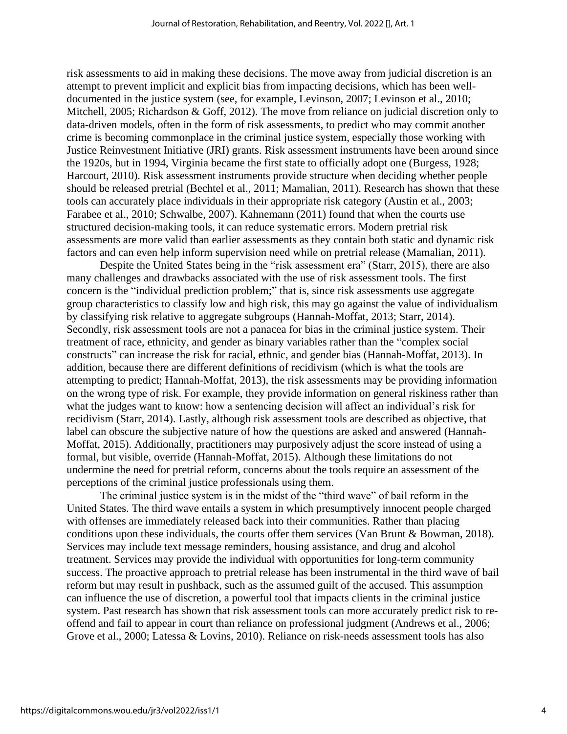risk assessments to aid in making these decisions. The move away from judicial discretion is an attempt to prevent implicit and explicit bias from impacting decisions, which has been well-documented in the justice system (see, for example, Levinson, 2007; Levinson et al., 2010; Mitchell, 2005; Richardson & Goff, 2012). The move from reliance on judicial discretion only to data-driven models, often in the form of risk assessments, to predict who may commit another crime is becoming commonplace in the criminal justice system, especially those working with Justice Reinvestment Initiative (JRI) grants. Risk assessment instruments have been around since the 1920s, but in 1994, Virginia became the first state to officially adopt one (Burgess, 1928; Harcourt, 2010). Risk assessment instruments provide structure when deciding whether people should be released pretrial (Bechtel et al., 2011; Mamalian, 2011). Research has shown that these tools can accurately place individuals in their appropriate risk category (Austin et al., 2003; Farabee et al., 2010; Schwalbe, 2007). Kahnemann (2011) found that when the courts use structured decision-making tools, it can reduce systematic errors. Modern pretrial risk assessments are more valid than earlier assessments as they contain both static and dynamic risk factors and can even help inform supervision need while on pretrial release (Mamalian, 2011).

Despite the United States being in the "risk assessment era" (Starr, 2015), there are also many challenges and drawbacks associated with the use of risk assessment tools. The first concern is the "individual prediction problem;" that is, since risk assessments use aggregate group characteristics to classify low and high risk, this may go against the value of individualism by classifying risk relative to aggregate subgroups (Hannah-Moffat, 2013; Starr, 2014). Secondly, risk assessment tools are not a panacea for bias in the criminal justice system. Their treatment of race, ethnicity, and gender as binary variables rather than the "complex social constructs" can increase the risk for racial, ethnic, and gender bias (Hannah-Moffat, 2013). In addition, because there are different definitions of recidivism (which is what the tools are attempting to predict; Hannah-Moffat, 2013), the risk assessments may be providing information on the wrong type of risk. For example, they provide information on general riskiness rather than what the judges want to know: how a sentencing decision will affect an individual's risk for recidivism (Starr, 2014). Lastly, although risk assessment tools are described as objective, that label can obscure the subjective nature of how the questions are asked and answered (Hannah-Moffat, 2015). Additionally, practitioners may purposively adjust the score instead of using a formal, but visible, override (Hannah-Moffat, 2015). Although these limitations do not undermine the need for pretrial reform, concerns about the tools require an assessment of the perceptions of the criminal justice professionals using them.

The criminal justice system is in the midst of the "third wave" of bail reform in the United States. The third wave entails a system in which presumptively innocent people charged with offenses are immediately released back into their communities. Rather than placing conditions upon these individuals, the courts offer them services (Van Brunt & Bowman, 2018). Services may include text message reminders, housing assistance, and drug and alcohol treatment. Services may provide the individual with opportunities for long-term community success. The proactive approach to pretrial release has been instrumental in the third wave of bail reform but may result in pushback, such as the assumed guilt of the accused. This assumption can influence the use of discretion, a powerful tool that impacts clients in the criminal justice system. Past research has shown that risk assessment tools can more accurately predict risk to re-offend and fail to appear in court than reliance on professional judgment (Andrews et al., 2006; Grove et al., 2000; Latessa & Lovins, 2010). Reliance on risk-needs assessment tools has also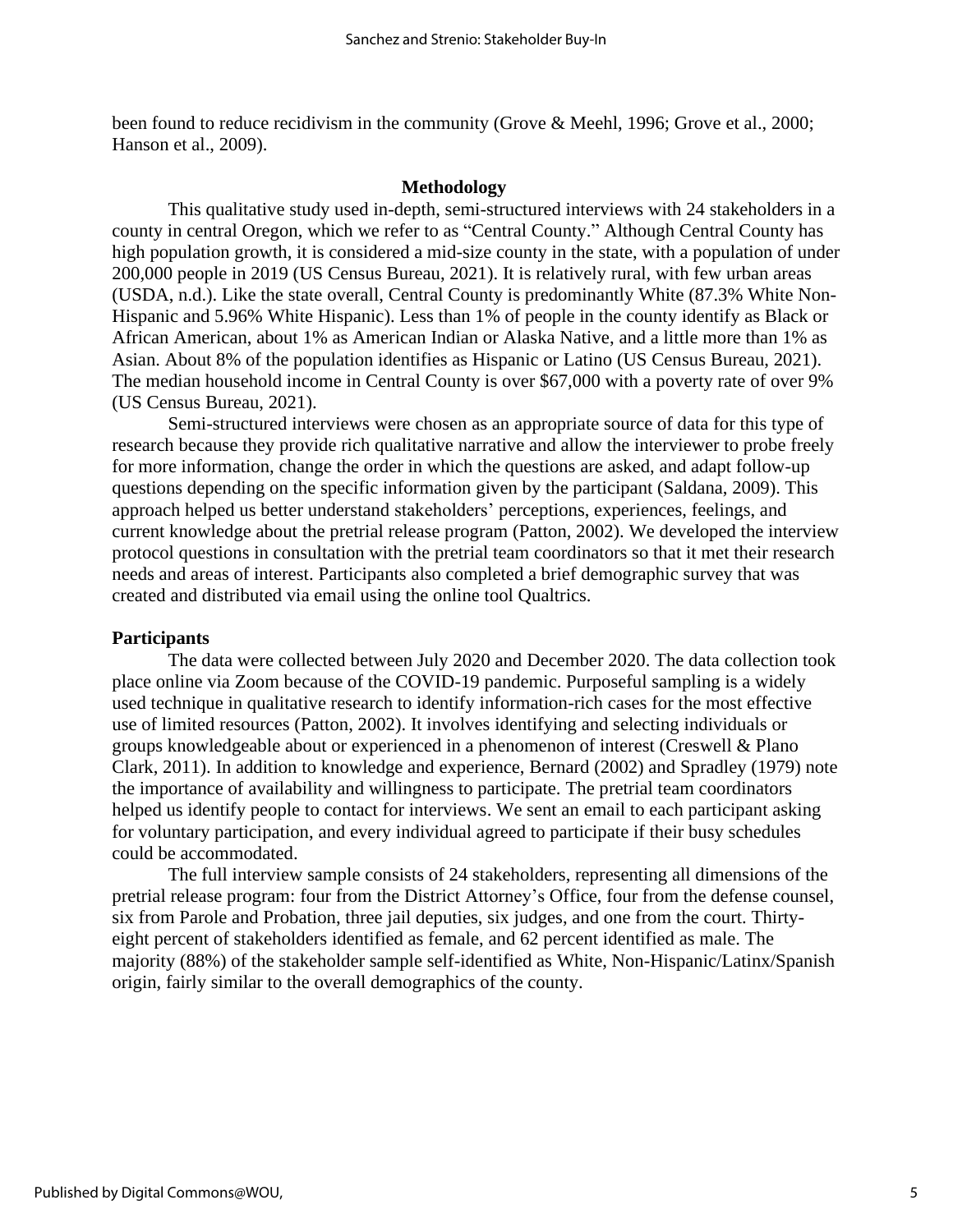been found to reduce recidivism in the community (Grove & Meehl, 1996; Grove et al., 2000; Hanson et al., 2009).

## Methodology

This qualitative study used in-depth, semi-structured interviews with 24 stakeholders in a county in central Oregon, which we refer to as "Central County." Although Central County has high population growth, it is considered a mid-size county in the state, with a population of under 200,000 people in 2019 (US Census Bureau, 2021). It is relatively rural, with few urban areas (USDA, n.d.). Like the state overall, Central County is predominantly White (87.3% White Non-Hispanic and 5.96% White Hispanic). Less than 1% of people in the county identify as Black or African American, about 1% as American Indian or Alaska Native, and a little more than 1% as Asian. About 8% of the population identifies as Hispanic or Latino (US Census Bureau, 2021). The median household income in Central County is over $67,000 with a poverty rate of over 9% (US Census Bureau, 2021).

Semi-structured interviews were chosen as an appropriate source of data for this type of research because they provide rich qualitative narrative and allow the interviewer to probe freely for more information, change the order in which the questions are asked, and adapt follow-up questions depending on the specific information given by the participant (Saldana, 2009). This approach helped us better understand stakeholders' perceptions, experiences, feelings, and current knowledge about the pretrial release program (Patton, 2002). We developed the interview protocol questions in consultation with the pretrial team coordinators so that it met their research needs and areas of interest. Participants also completed a brief demographic survey that was created and distributed via email using the online tool Qualtrics.

### Participants

The data were collected between July 2020 and December 2020. The data collection took place online via Zoom because of the COVID-19 pandemic. Purposeful sampling is a widely used technique in qualitative research to identify information-rich cases for the most effective use of limited resources (Patton, 2002). It involves identifying and selecting individuals or groups knowledgeable about or experienced in a phenomenon of interest (Creswell & Plano Clark, 2011). In addition to knowledge and experience, Bernard (2002) and Spradley (1979) note the importance of availability and willingness to participate. The pretrial team coordinators helped us identify people to contact for interviews. We sent an email to each participant asking for voluntary participation, and every individual agreed to participate if their busy schedules could be accommodated.

The full interview sample consists of 24 stakeholders, representing all dimensions of the pretrial release program: four from the District Attorney's Office, four from the defense counsel, six from Parole and Probation, three jail deputies, six judges, and one from the court. Thirty-eight percent of stakeholders identified as female, and 62 percent identified as male. The majority (88%) of the stakeholder sample self-identified as White, Non-Hispanic/Latinx/Spanish origin, fairly similar to the overall demographics of the county.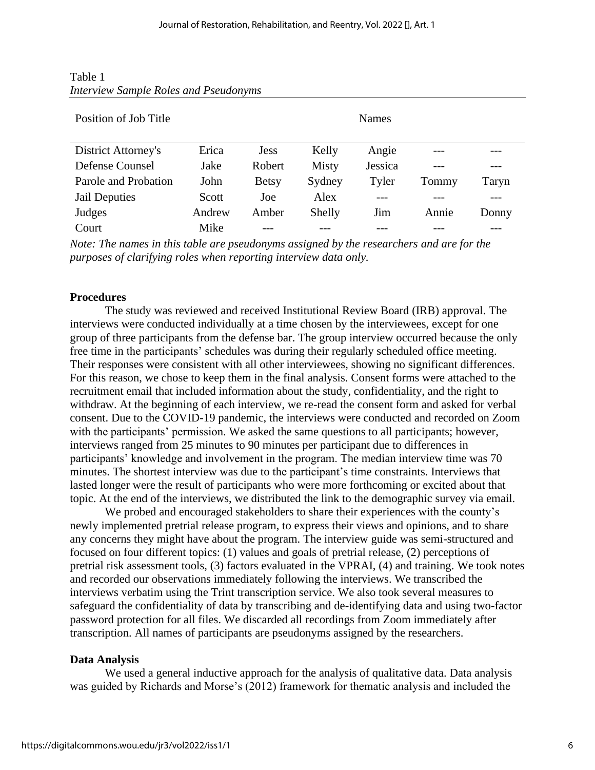Table 1
*Interview Sample Roles and Pseudonyms*

| Position of Job Title | Names | | | | | |
|---|---|---|---|---|---|---|
| District Attorney's | Erica | Jess | Kelly | Angie | --- | --- |
| Defense Counsel | Jake | Robert | Misty | Jessica | --- | --- |
| Parole and Probation | John | Betsy | Sydney | Tyler | Tommy | Taryn |
| Jail Deputies | Scott | Joe | Alex | --- | --- | --- |
| Judges | Andrew | Amber | Shelly | Jim | Annie | Donny |
| Court | Mike | --- | --- | --- | --- | --- |

*Note: The names in this table are pseudonyms assigned by the researchers and are for the purposes of clarifying roles when reporting interview data only.*

**Procedures**

The study was reviewed and received Institutional Review Board (IRB) approval. The interviews were conducted individually at a time chosen by the interviewees, except for one group of three participants from the defense bar. The group interview occurred because the only free time in the participants' schedules was during their regularly scheduled office meeting. Their responses were consistent with all other interviewees, showing no significant differences. For this reason, we chose to keep them in the final analysis. Consent forms were attached to the recruitment email that included information about the study, confidentiality, and the right to withdraw. At the beginning of each interview, we re-read the consent form and asked for verbal consent. Due to the COVID-19 pandemic, the interviews were conducted and recorded on Zoom with the participants' permission. We asked the same questions to all participants; however, interviews ranged from 25 minutes to 90 minutes per participant due to differences in participants' knowledge and involvement in the program. The median interview time was 70 minutes. The shortest interview was due to the participant's time constraints. Interviews that lasted longer were the result of participants who were more forthcoming or excited about that topic. At the end of the interviews, we distributed the link to the demographic survey via email.

We probed and encouraged stakeholders to share their experiences with the county's newly implemented pretrial release program, to express their views and opinions, and to share any concerns they might have about the program. The interview guide was semi-structured and focused on four different topics: (1) values and goals of pretrial release, (2) perceptions of pretrial risk assessment tools, (3) factors evaluated in the VPRAI, (4) and training. We took notes and recorded our observations immediately following the interviews. We transcribed the interviews verbatim using the Trint transcription service. We also took several measures to safeguard the confidentiality of data by transcribing and de-identifying data and using two-factor password protection for all files. We discarded all recordings from Zoom immediately after transcription. All names of participants are pseudonyms assigned by the researchers.

**Data Analysis**

We used a general inductive approach for the analysis of qualitative data. Data analysis was guided by Richards and Morse's (2012) framework for thematic analysis and included the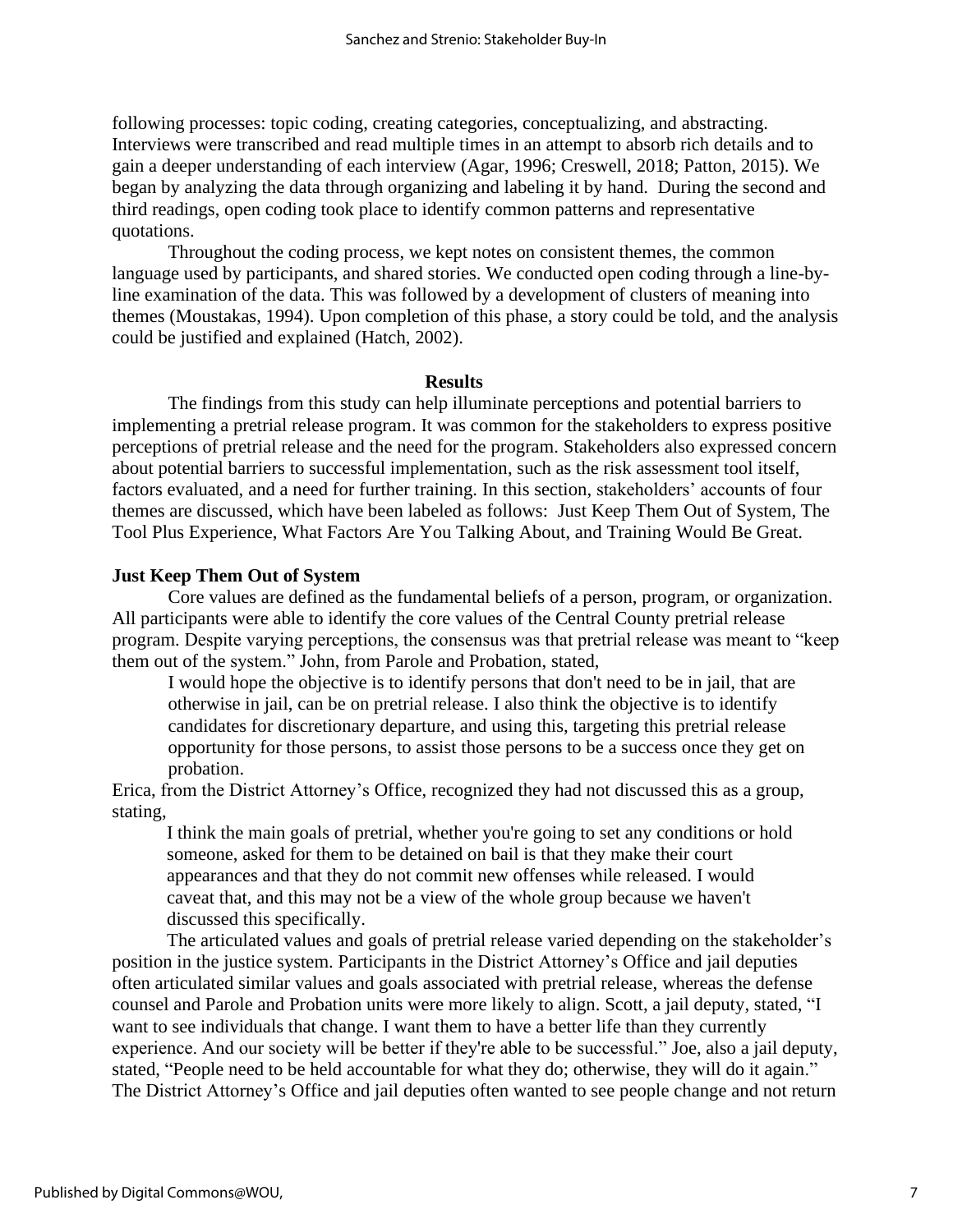following processes: topic coding, creating categories, conceptualizing, and abstracting. Interviews were transcribed and read multiple times in an attempt to absorb rich details and to gain a deeper understanding of each interview (Agar, 1996; Creswell, 2018; Patton, 2015). We began by analyzing the data through organizing and labeling it by hand. During the second and third readings, open coding took place to identify common patterns and representative quotations.

Throughout the coding process, we kept notes on consistent themes, the common language used by participants, and shared stories. We conducted open coding through a line-by-line examination of the data. This was followed by a development of clusters of meaning into themes (Moustakas, 1994). Upon completion of this phase, a story could be told, and the analysis could be justified and explained (Hatch, 2002).

## Results

The findings from this study can help illuminate perceptions and potential barriers to implementing a pretrial release program. It was common for the stakeholders to express positive perceptions of pretrial release and the need for the program. Stakeholders also expressed concern about potential barriers to successful implementation, such as the risk assessment tool itself, factors evaluated, and a need for further training. In this section, stakeholders' accounts of four themes are discussed, which have been labeled as follows: Just Keep Them Out of System, The Tool Plus Experience, What Factors Are You Talking About, and Training Would Be Great.

### Just Keep Them Out of System

Core values are defined as the fundamental beliefs of a person, program, or organization. All participants were able to identify the core values of the Central County pretrial release program. Despite varying perceptions, the consensus was that pretrial release was meant to "keep them out of the system." John, from Parole and Probation, stated,

> I would hope the objective is to identify persons that don't need to be in jail, that are otherwise in jail, can be on pretrial release. I also think the objective is to identify candidates for discretionary departure, and using this, targeting this pretrial release opportunity for those persons, to assist those persons to be a success once they get on probation.

Erica, from the District Attorney's Office, recognized they had not discussed this as a group, stating,

> I think the main goals of pretrial, whether you're going to set any conditions or hold someone, asked for them to be detained on bail is that they make their court appearances and that they do not commit new offenses while released. I would caveat that, and this may not be a view of the whole group because we haven't discussed this specifically.

The articulated values and goals of pretrial release varied depending on the stakeholder's position in the justice system. Participants in the District Attorney's Office and jail deputies often articulated similar values and goals associated with pretrial release, whereas the defense counsel and Parole and Probation units were more likely to align. Scott, a jail deputy, stated, "I want to see individuals that change. I want them to have a better life than they currently experience. And our society will be better if they're able to be successful." Joe, also a jail deputy, stated, "People need to be held accountable for what they do; otherwise, they will do it again." The District Attorney's Office and jail deputies often wanted to see people change and not return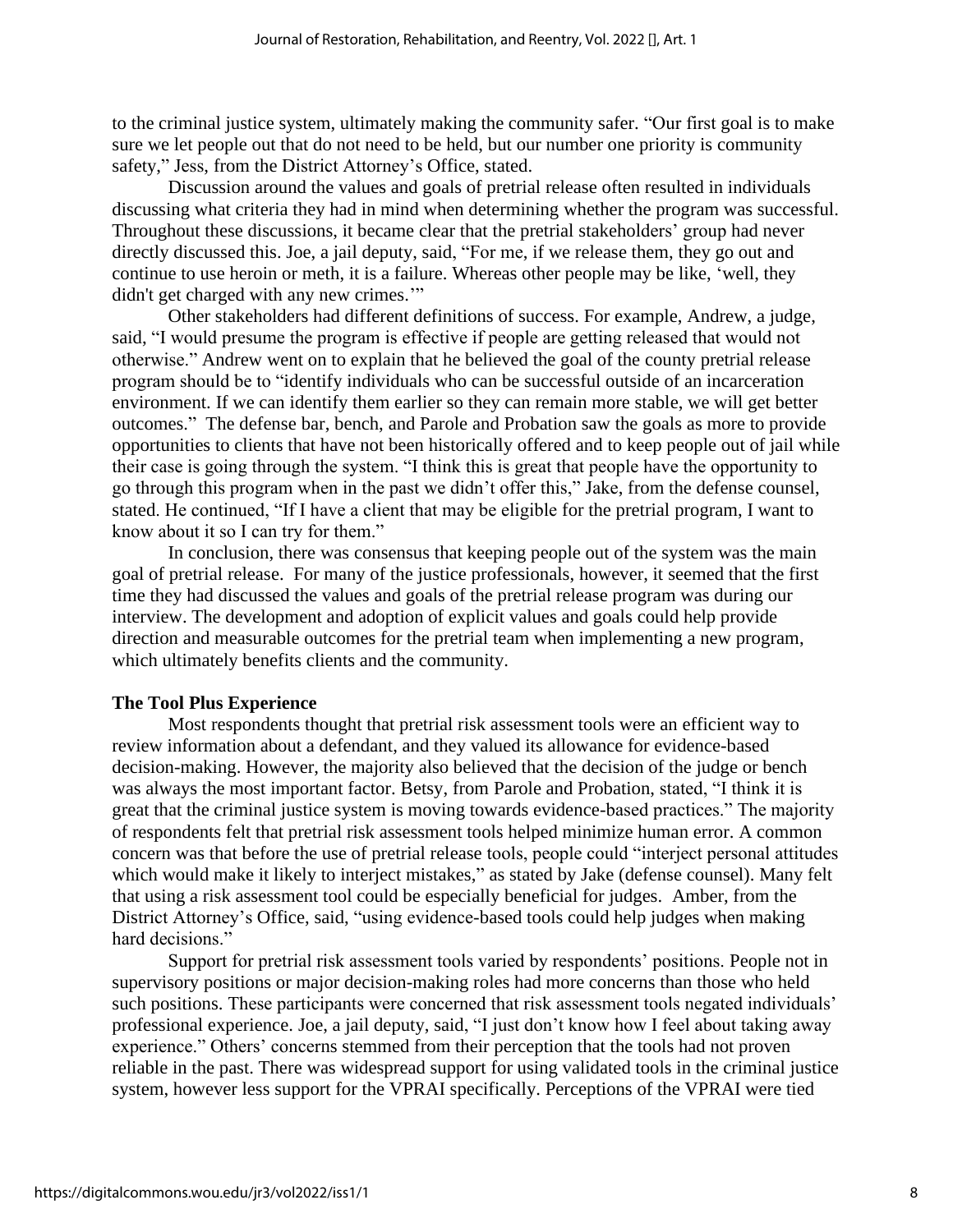to the criminal justice system, ultimately making the community safer. “Our first goal is to make sure we let people out that do not need to be held, but our number one priority is community safety,” Jess, from the District Attorney’s Office, stated.

Discussion around the values and goals of pretrial release often resulted in individuals discussing what criteria they had in mind when determining whether the program was successful. Throughout these discussions, it became clear that the pretrial stakeholders’ group had never directly discussed this. Joe, a jail deputy, said, “For me, if we release them, they go out and continue to use heroin or meth, it is a failure. Whereas other people may be like, ‘well, they didn't get charged with any new crimes.’”

Other stakeholders had different definitions of success. For example, Andrew, a judge, said, “I would presume the program is effective if people are getting released that would not otherwise.” Andrew went on to explain that he believed the goal of the county pretrial release program should be to “identify individuals who can be successful outside of an incarceration environment. If we can identify them earlier so they can remain more stable, we will get better outcomes.” The defense bar, bench, and Parole and Probation saw the goals as more to provide opportunities to clients that have not been historically offered and to keep people out of jail while their case is going through the system. “I think this is great that people have the opportunity to go through this program when in the past we didn’t offer this,” Jake, from the defense counsel, stated. He continued, “If I have a client that may be eligible for the pretrial program, I want to know about it so I can try for them.”

In conclusion, there was consensus that keeping people out of the system was the main goal of pretrial release. For many of the justice professionals, however, it seemed that the first time they had discussed the values and goals of the pretrial release program was during our interview. The development and adoption of explicit values and goals could help provide direction and measurable outcomes for the pretrial team when implementing a new program, which ultimately benefits clients and the community.

**The Tool Plus Experience**

Most respondents thought that pretrial risk assessment tools were an efficient way to review information about a defendant, and they valued its allowance for evidence-based decision-making. However, the majority also believed that the decision of the judge or bench was always the most important factor. Betsy, from Parole and Probation, stated, “I think it is great that the criminal justice system is moving towards evidence-based practices.” The majority of respondents felt that pretrial risk assessment tools helped minimize human error. A common concern was that before the use of pretrial release tools, people could “interject personal attitudes which would make it likely to interject mistakes,” as stated by Jake (defense counsel). Many felt that using a risk assessment tool could be especially beneficial for judges. Amber, from the District Attorney’s Office, said, “using evidence-based tools could help judges when making hard decisions.”

Support for pretrial risk assessment tools varied by respondents’ positions. People not in supervisory positions or major decision-making roles had more concerns than those who held such positions. These participants were concerned that risk assessment tools negated individuals’ professional experience. Joe, a jail deputy, said, “I just don’t know how I feel about taking away experience.” Others’ concerns stemmed from their perception that the tools had not proven reliable in the past. There was widespread support for using validated tools in the criminal justice system, however less support for the VPRAI specifically. Perceptions of the VPRAI were tied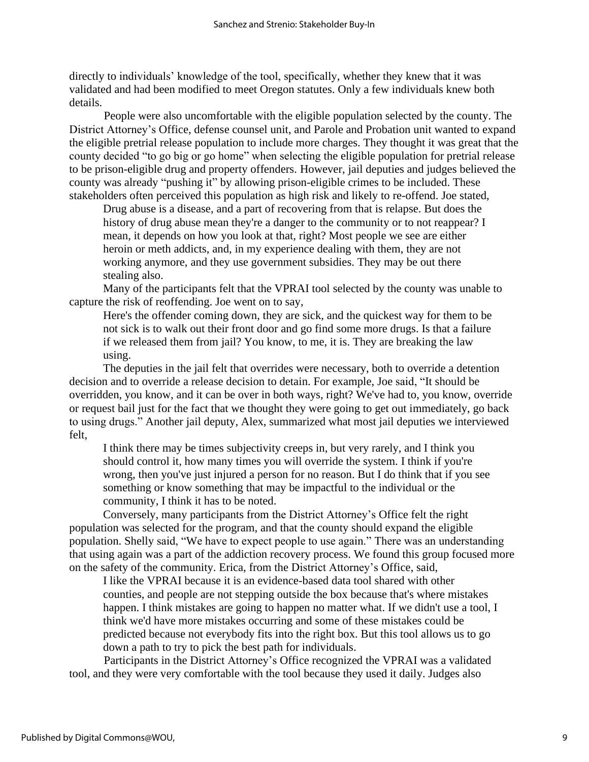directly to individuals' knowledge of the tool, specifically, whether they knew that it was validated and had been modified to meet Oregon statutes. Only a few individuals knew both details.

People were also uncomfortable with the eligible population selected by the county. The District Attorney's Office, defense counsel unit, and Parole and Probation unit wanted to expand the eligible pretrial release population to include more charges. They thought it was great that the county decided "to go big or go home" when selecting the eligible population for pretrial release to be prison-eligible drug and property offenders. However, jail deputies and judges believed the county was already "pushing it" by allowing prison-eligible crimes to be included. These stakeholders often perceived this population as high risk and likely to re-offend. Joe stated,

> Drug abuse is a disease, and a part of recovering from that is relapse. But does the history of drug abuse mean they're a danger to the community or to not reappear? I mean, it depends on how you look at that, right? Most people we see are either heroin or meth addicts, and, in my experience dealing with them, they are not working anymore, and they use government subsidies. They may be out there stealing also.

Many of the participants felt that the VPRAI tool selected by the county was unable to capture the risk of reoffending. Joe went on to say,

> Here's the offender coming down, they are sick, and the quickest way for them to be not sick is to walk out their front door and go find some more drugs. Is that a failure if we released them from jail? You know, to me, it is. They are breaking the law using.

The deputies in the jail felt that overrides were necessary, both to override a detention decision and to override a release decision to detain. For example, Joe said, "It should be overridden, you know, and it can be over in both ways, right? We've had to, you know, override or request bail just for the fact that we thought they were going to get out immediately, go back to using drugs." Another jail deputy, Alex, summarized what most jail deputies we interviewed felt,

> I think there may be times subjectivity creeps in, but very rarely, and I think you should control it, how many times you will override the system. I think if you're wrong, then you've just injured a person for no reason. But I do think that if you see something or know something that may be impactful to the individual or the community, I think it has to be noted.

Conversely, many participants from the District Attorney's Office felt the right population was selected for the program, and that the county should expand the eligible population. Shelly said, "We have to expect people to use again." There was an understanding that using again was a part of the addiction recovery process. We found this group focused more on the safety of the community. Erica, from the District Attorney's Office, said,

> I like the VPRAI because it is an evidence-based data tool shared with other counties, and people are not stepping outside the box because that's where mistakes happen. I think mistakes are going to happen no matter what. If we didn't use a tool, I think we'd have more mistakes occurring and some of these mistakes could be predicted because not everybody fits into the right box. But this tool allows us to go down a path to try to pick the best path for individuals.

Participants in the District Attorney's Office recognized the VPRAI was a validated tool, and they were very comfortable with the tool because they used it daily. Judges also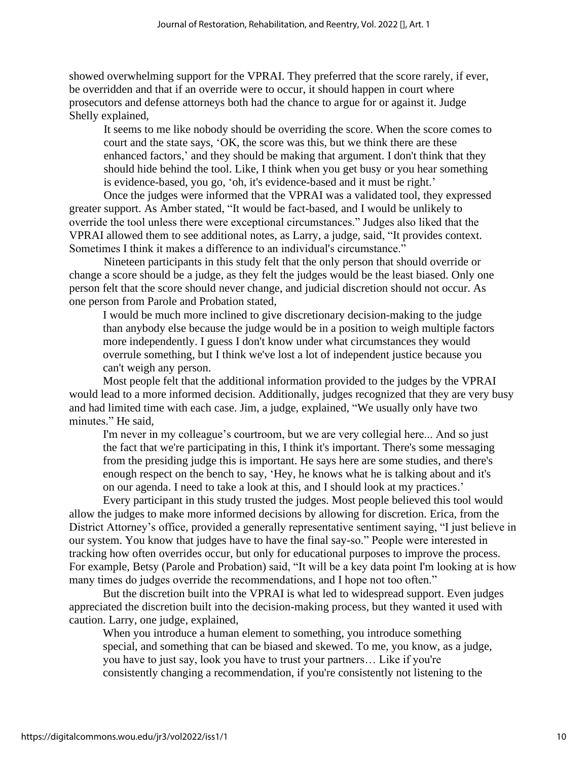showed overwhelming support for the VPRAI. They preferred that the score rarely, if ever, be overridden and that if an override were to occur, it should happen in court where prosecutors and defense attorneys both had the chance to argue for or against it. Judge Shelly explained,

> It seems to me like nobody should be overriding the score. When the score comes to court and the state says, 'OK, the score was this, but we think there are these enhanced factors,' and they should be making that argument. I don't think that they should hide behind the tool. Like, I think when you get busy or you hear something is evidence-based, you go, 'oh, it's evidence-based and it must be right.'

Once the judges were informed that the VPRAI was a validated tool, they expressed greater support. As Amber stated, "It would be fact-based, and I would be unlikely to override the tool unless there were exceptional circumstances." Judges also liked that the VPRAI allowed them to see additional notes, as Larry, a judge, said, "It provides context. Sometimes I think it makes a difference to an individual's circumstance."

Nineteen participants in this study felt that the only person that should override or change a score should be a judge, as they felt the judges would be the least biased. Only one person felt that the score should never change, and judicial discretion should not occur. As one person from Parole and Probation stated,

> I would be much more inclined to give discretionary decision-making to the judge than anybody else because the judge would be in a position to weigh multiple factors more independently. I guess I don't know under what circumstances they would overrule something, but I think we've lost a lot of independent justice because you can't weigh any person.

Most people felt that the additional information provided to the judges by the VPRAI would lead to a more informed decision. Additionally, judges recognized that they are very busy and had limited time with each case. Jim, a judge, explained, "We usually only have two minutes." He said,

> I'm never in my colleague's courtroom, but we are very collegial here... And so just the fact that we're participating in this, I think it's important. There's some messaging from the presiding judge this is important. He says here are some studies, and there's enough respect on the bench to say, 'Hey, he knows what he is talking about and it's on our agenda. I need to take a look at this, and I should look at my practices.'

Every participant in this study trusted the judges. Most people believed this tool would allow the judges to make more informed decisions by allowing for discretion. Erica, from the District Attorney's office, provided a generally representative sentiment saying, "I just believe in our system. You know that judges have to have the final say-so." People were interested in tracking how often overrides occur, but only for educational purposes to improve the process. For example, Betsy (Parole and Probation) said, "It will be a key data point I'm looking at is how many times do judges override the recommendations, and I hope not too often."

But the discretion built into the VPRAI is what led to widespread support. Even judges appreciated the discretion built into the decision-making process, but they wanted it used with caution. Larry, one judge, explained,

> When you introduce a human element to something, you introduce something special, and something that can be biased and skewed. To me, you know, as a judge, you have to just say, look you have to trust your partners… Like if you're consistently changing a recommendation, if you're consistently not listening to the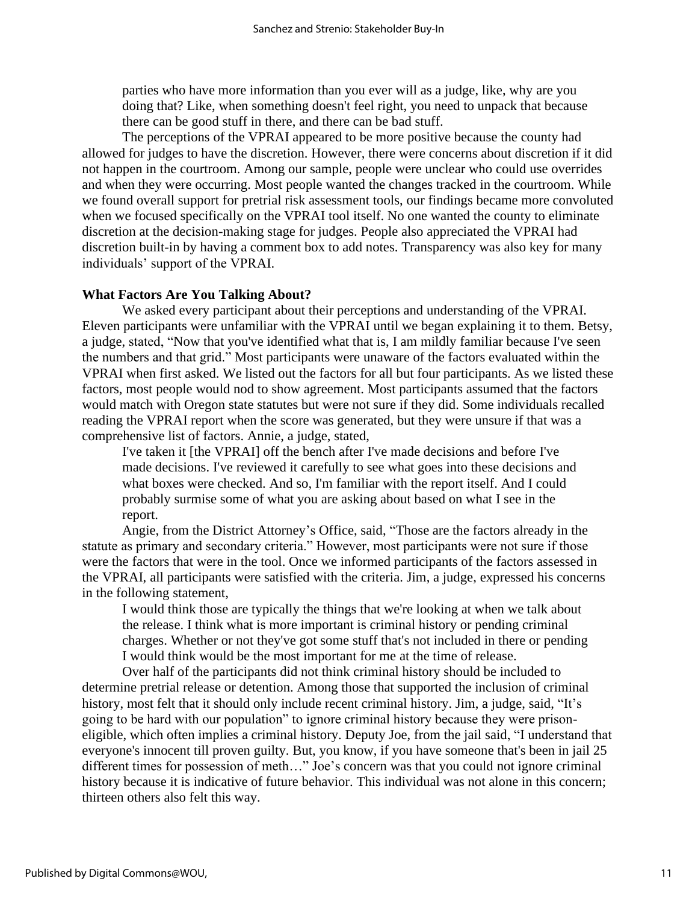> parties who have more information than you ever will as a judge, like, why are you doing that? Like, when something doesn't feel right, you need to unpack that because there can be good stuff in there, and there can be bad stuff.

The perceptions of the VPRAI appeared to be more positive because the county had allowed for judges to have the discretion. However, there were concerns about discretion if it did not happen in the courtroom. Among our sample, people were unclear who could use overrides and when they were occurring. Most people wanted the changes tracked in the courtroom. While we found overall support for pretrial risk assessment tools, our findings became more convoluted when we focused specifically on the VPRAI tool itself. No one wanted the county to eliminate discretion at the decision-making stage for judges. People also appreciated the VPRAI had discretion built-in by having a comment box to add notes. Transparency was also key for many individuals' support of the VPRAI.

**What Factors Are You Talking About?**

We asked every participant about their perceptions and understanding of the VPRAI. Eleven participants were unfamiliar with the VPRAI until we began explaining it to them. Betsy, a judge, stated, "Now that you've identified what that is, I am mildly familiar because I've seen the numbers and that grid." Most participants were unaware of the factors evaluated within the VPRAI when first asked. We listed out the factors for all but four participants. As we listed these factors, most people would nod to show agreement. Most participants assumed that the factors would match with Oregon state statutes but were not sure if they did. Some individuals recalled reading the VPRAI report when the score was generated, but they were unsure if that was a comprehensive list of factors. Annie, a judge, stated,

> I've taken it [the VPRAI] off the bench after I've made decisions and before I've made decisions. I've reviewed it carefully to see what goes into these decisions and what boxes were checked. And so, I'm familiar with the report itself. And I could probably surmise some of what you are asking about based on what I see in the report.

Angie, from the District Attorney's Office, said, "Those are the factors already in the statute as primary and secondary criteria." However, most participants were not sure if those were the factors that were in the tool. Once we informed participants of the factors assessed in the VPRAI, all participants were satisfied with the criteria. Jim, a judge, expressed his concerns in the following statement,

> I would think those are typically the things that we're looking at when we talk about the release. I think what is more important is criminal history or pending criminal charges. Whether or not they've got some stuff that's not included in there or pending I would think would be the most important for me at the time of release.

Over half of the participants did not think criminal history should be included to determine pretrial release or detention. Among those that supported the inclusion of criminal history, most felt that it should only include recent criminal history. Jim, a judge, said, "It's going to be hard with our population" to ignore criminal history because they were prison-eligible, which often implies a criminal history. Deputy Joe, from the jail said, "I understand that everyone's innocent till proven guilty. But, you know, if you have someone that's been in jail 25 different times for possession of meth…" Joe's concern was that you could not ignore criminal history because it is indicative of future behavior. This individual was not alone in this concern; thirteen others also felt this way.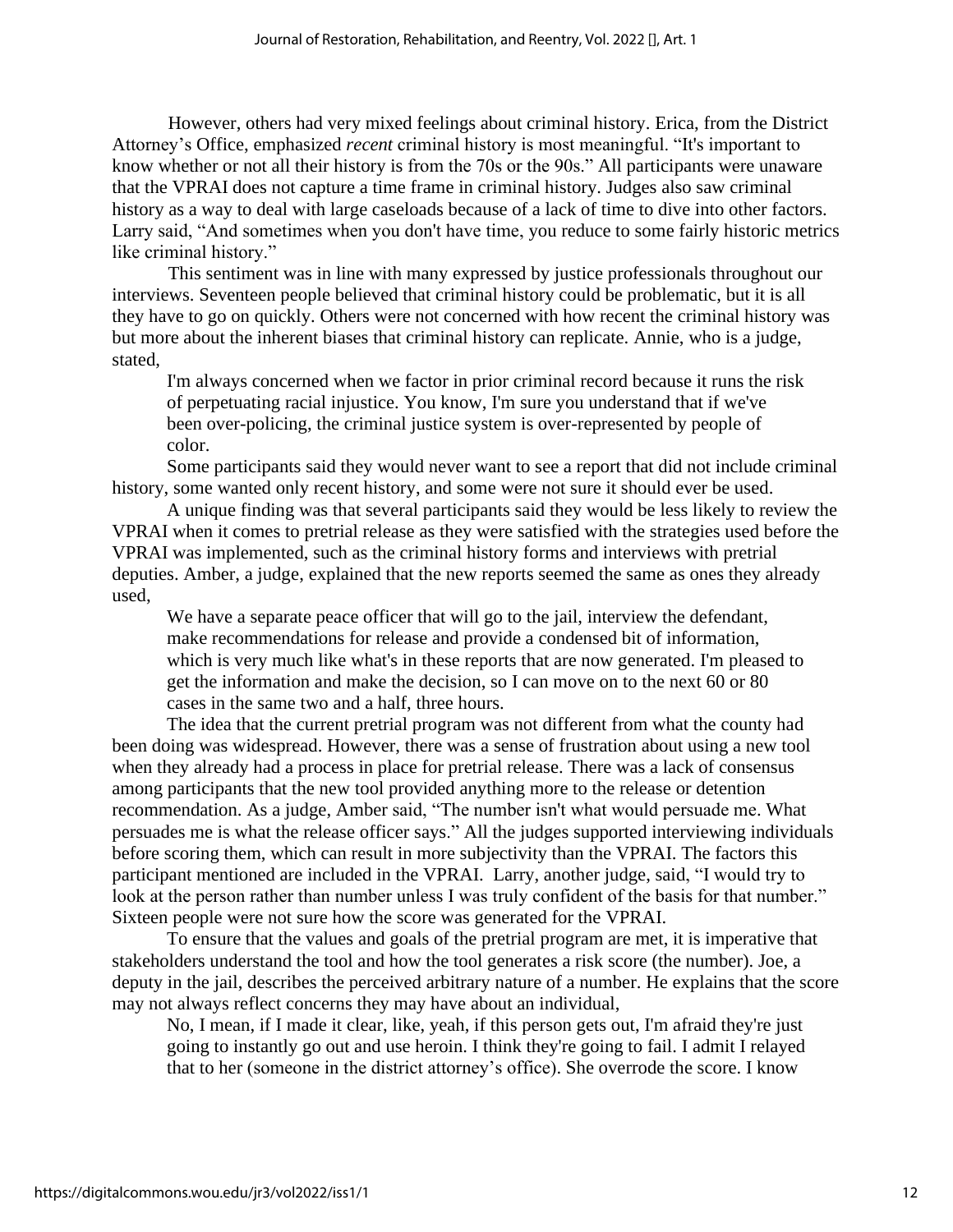However, others had very mixed feelings about criminal history. Erica, from the District Attorney's Office, emphasized *recent* criminal history is most meaningful. "It's important to know whether or not all their history is from the 70s or the 90s." All participants were unaware that the VPRAI does not capture a time frame in criminal history. Judges also saw criminal history as a way to deal with large caseloads because of a lack of time to dive into other factors. Larry said, "And sometimes when you don't have time, you reduce to some fairly historic metrics like criminal history."

This sentiment was in line with many expressed by justice professionals throughout our interviews. Seventeen people believed that criminal history could be problematic, but it is all they have to go on quickly. Others were not concerned with how recent the criminal history was but more about the inherent biases that criminal history can replicate. Annie, who is a judge, stated,

> I'm always concerned when we factor in prior criminal record because it runs the risk of perpetuating racial injustice. You know, I'm sure you understand that if we've been over-policing, the criminal justice system is over-represented by people of color.

Some participants said they would never want to see a report that did not include criminal history, some wanted only recent history, and some were not sure it should ever be used.

A unique finding was that several participants said they would be less likely to review the VPRAI when it comes to pretrial release as they were satisfied with the strategies used before the VPRAI was implemented, such as the criminal history forms and interviews with pretrial deputies. Amber, a judge, explained that the new reports seemed the same as ones they already used,

> We have a separate peace officer that will go to the jail, interview the defendant, make recommendations for release and provide a condensed bit of information, which is very much like what's in these reports that are now generated. I'm pleased to get the information and make the decision, so I can move on to the next 60 or 80 cases in the same two and a half, three hours.

The idea that the current pretrial program was not different from what the county had been doing was widespread. However, there was a sense of frustration about using a new tool when they already had a process in place for pretrial release. There was a lack of consensus among participants that the new tool provided anything more to the release or detention recommendation. As a judge, Amber said, "The number isn't what would persuade me. What persuades me is what the release officer says." All the judges supported interviewing individuals before scoring them, which can result in more subjectivity than the VPRAI. The factors this participant mentioned are included in the VPRAI. Larry, another judge, said, "I would try to look at the person rather than number unless I was truly confident of the basis for that number." Sixteen people were not sure how the score was generated for the VPRAI.

To ensure that the values and goals of the pretrial program are met, it is imperative that stakeholders understand the tool and how the tool generates a risk score (the number). Joe, a deputy in the jail, describes the perceived arbitrary nature of a number. He explains that the score may not always reflect concerns they may have about an individual,

> No, I mean, if I made it clear, like, yeah, if this person gets out, I'm afraid they're just going to instantly go out and use heroin. I think they're going to fail. I admit I relayed that to her (someone in the district attorney's office). She overrode the score. I know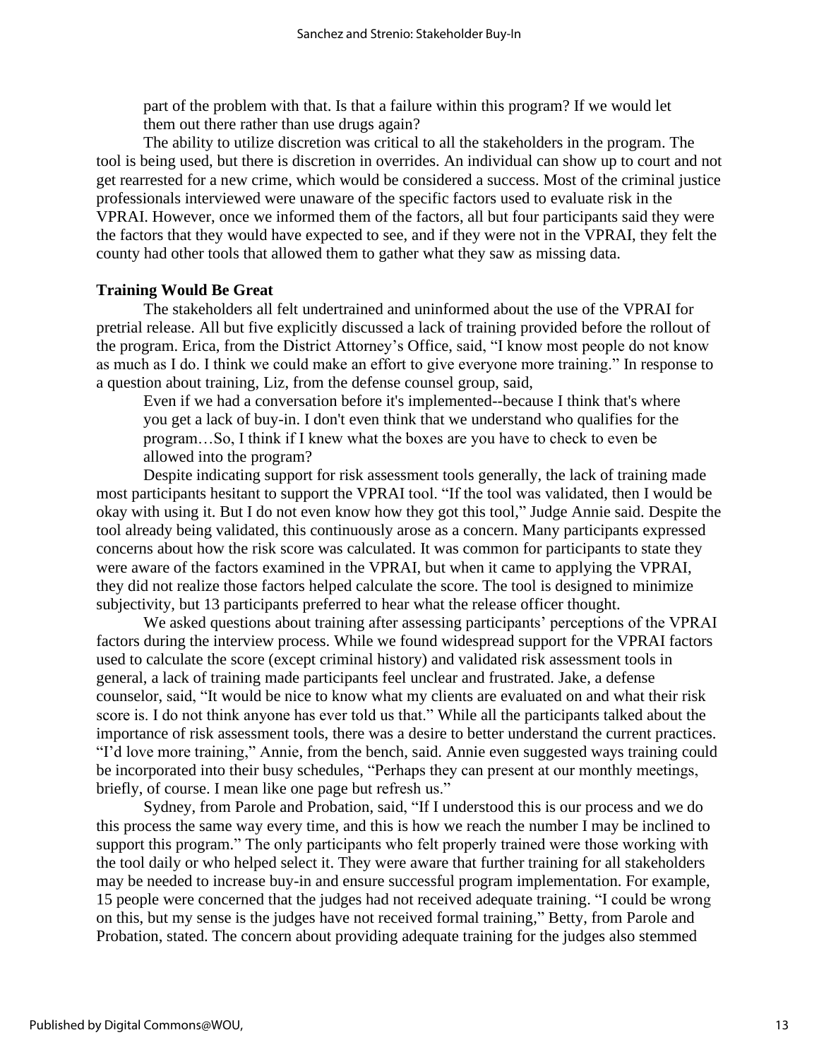part of the problem with that. Is that a failure within this program? If we would let them out there rather than use drugs again?

The ability to utilize discretion was critical to all the stakeholders in the program. The tool is being used, but there is discretion in overrides. An individual can show up to court and not get rearrested for a new crime, which would be considered a success. Most of the criminal justice professionals interviewed were unaware of the specific factors used to evaluate risk in the VPRAI. However, once we informed them of the factors, all but four participants said they were the factors that they would have expected to see, and if they were not in the VPRAI, they felt the county had other tools that allowed them to gather what they saw as missing data.

## Training Would Be Great

The stakeholders all felt undertrained and uninformed about the use of the VPRAI for pretrial release. All but five explicitly discussed a lack of training provided before the rollout of the program. Erica, from the District Attorney's Office, said, "I know most people do not know as much as I do. I think we could make an effort to give everyone more training." In response to a question about training, Liz, from the defense counsel group, said,

> Even if we had a conversation before it's implemented--because I think that's where you get a lack of buy-in. I don't even think that we understand who qualifies for the program…So, I think if I knew what the boxes are you have to check to even be allowed into the program?

Despite indicating support for risk assessment tools generally, the lack of training made most participants hesitant to support the VPRAI tool. "If the tool was validated, then I would be okay with using it. But I do not even know how they got this tool," Judge Annie said. Despite the tool already being validated, this continuously arose as a concern. Many participants expressed concerns about how the risk score was calculated. It was common for participants to state they were aware of the factors examined in the VPRAI, but when it came to applying the VPRAI, they did not realize those factors helped calculate the score. The tool is designed to minimize subjectivity, but 13 participants preferred to hear what the release officer thought.

We asked questions about training after assessing participants' perceptions of the VPRAI factors during the interview process. While we found widespread support for the VPRAI factors used to calculate the score (except criminal history) and validated risk assessment tools in general, a lack of training made participants feel unclear and frustrated. Jake, a defense counselor, said, "It would be nice to know what my clients are evaluated on and what their risk score is. I do not think anyone has ever told us that." While all the participants talked about the importance of risk assessment tools, there was a desire to better understand the current practices. "I'd love more training," Annie, from the bench, said. Annie even suggested ways training could be incorporated into their busy schedules, "Perhaps they can present at our monthly meetings, briefly, of course. I mean like one page but refresh us."

Sydney, from Parole and Probation, said, "If I understood this is our process and we do this process the same way every time, and this is how we reach the number I may be inclined to support this program." The only participants who felt properly trained were those working with the tool daily or who helped select it. They were aware that further training for all stakeholders may be needed to increase buy-in and ensure successful program implementation. For example, 15 people were concerned that the judges had not received adequate training. "I could be wrong on this, but my sense is the judges have not received formal training," Betty, from Parole and Probation, stated. The concern about providing adequate training for the judges also stemmed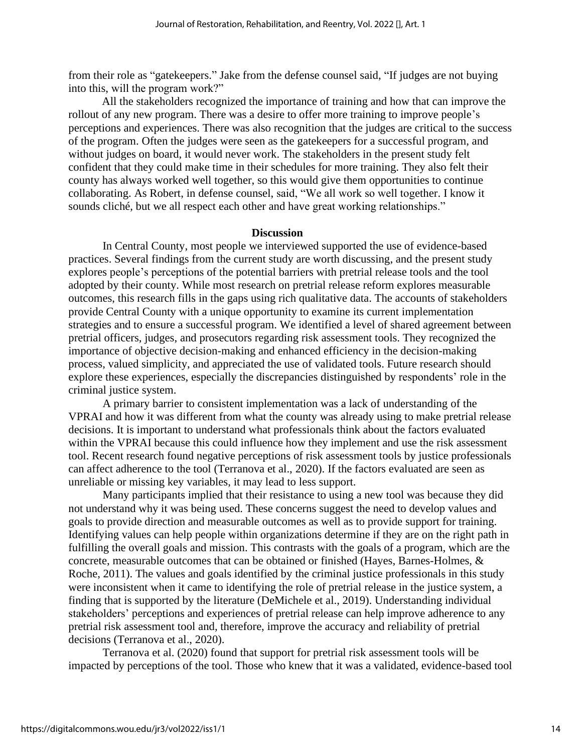from their role as "gatekeepers." Jake from the defense counsel said, "If judges are not buying into this, will the program work?"

All the stakeholders recognized the importance of training and how that can improve the rollout of any new program. There was a desire to offer more training to improve people's perceptions and experiences. There was also recognition that the judges are critical to the success of the program. Often the judges were seen as the gatekeepers for a successful program, and without judges on board, it would never work. The stakeholders in the present study felt confident that they could make time in their schedules for more training. They also felt their county has always worked well together, so this would give them opportunities to continue collaborating. As Robert, in defense counsel, said, "We all work so well together. I know it sounds cliché, but we all respect each other and have great working relationships."

## Discussion

In Central County, most people we interviewed supported the use of evidence-based practices. Several findings from the current study are worth discussing, and the present study explores people's perceptions of the potential barriers with pretrial release tools and the tool adopted by their county. While most research on pretrial release reform explores measurable outcomes, this research fills in the gaps using rich qualitative data. The accounts of stakeholders provide Central County with a unique opportunity to examine its current implementation strategies and to ensure a successful program. We identified a level of shared agreement between pretrial officers, judges, and prosecutors regarding risk assessment tools. They recognized the importance of objective decision-making and enhanced efficiency in the decision-making process, valued simplicity, and appreciated the use of validated tools. Future research should explore these experiences, especially the discrepancies distinguished by respondents' role in the criminal justice system.

A primary barrier to consistent implementation was a lack of understanding of the VPRAI and how it was different from what the county was already using to make pretrial release decisions. It is important to understand what professionals think about the factors evaluated within the VPRAI because this could influence how they implement and use the risk assessment tool. Recent research found negative perceptions of risk assessment tools by justice professionals can affect adherence to the tool (Terranova et al., 2020). If the factors evaluated are seen as unreliable or missing key variables, it may lead to less support.

Many participants implied that their resistance to using a new tool was because they did not understand why it was being used. These concerns suggest the need to develop values and goals to provide direction and measurable outcomes as well as to provide support for training. Identifying values can help people within organizations determine if they are on the right path in fulfilling the overall goals and mission. This contrasts with the goals of a program, which are the concrete, measurable outcomes that can be obtained or finished (Hayes, Barnes-Holmes, & Roche, 2011). The values and goals identified by the criminal justice professionals in this study were inconsistent when it came to identifying the role of pretrial release in the justice system, a finding that is supported by the literature (DeMichele et al., 2019). Understanding individual stakeholders' perceptions and experiences of pretrial release can help improve adherence to any pretrial risk assessment tool and, therefore, improve the accuracy and reliability of pretrial decisions (Terranova et al., 2020).

Terranova et al. (2020) found that support for pretrial risk assessment tools will be impacted by perceptions of the tool. Those who knew that it was a validated, evidence-based tool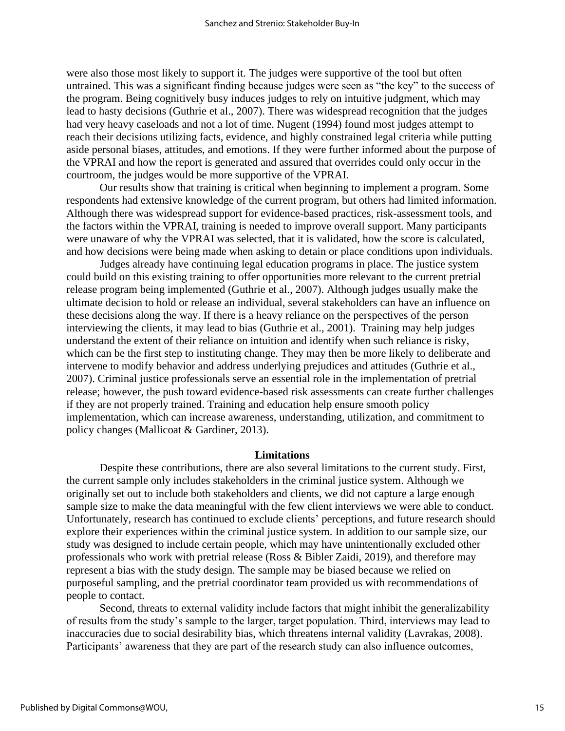were also those most likely to support it. The judges were supportive of the tool but often untrained. This was a significant finding because judges were seen as "the key" to the success of the program. Being cognitively busy induces judges to rely on intuitive judgment, which may lead to hasty decisions (Guthrie et al., 2007). There was widespread recognition that the judges had very heavy caseloads and not a lot of time. Nugent (1994) found most judges attempt to reach their decisions utilizing facts, evidence, and highly constrained legal criteria while putting aside personal biases, attitudes, and emotions. If they were further informed about the purpose of the VPRAI and how the report is generated and assured that overrides could only occur in the courtroom, the judges would be more supportive of the VPRAI.

Our results show that training is critical when beginning to implement a program. Some respondents had extensive knowledge of the current program, but others had limited information. Although there was widespread support for evidence-based practices, risk-assessment tools, and the factors within the VPRAI, training is needed to improve overall support. Many participants were unaware of why the VPRAI was selected, that it is validated, how the score is calculated, and how decisions were being made when asking to detain or place conditions upon individuals.

Judges already have continuing legal education programs in place. The justice system could build on this existing training to offer opportunities more relevant to the current pretrial release program being implemented (Guthrie et al., 2007). Although judges usually make the ultimate decision to hold or release an individual, several stakeholders can have an influence on these decisions along the way. If there is a heavy reliance on the perspectives of the person interviewing the clients, it may lead to bias (Guthrie et al., 2001). Training may help judges understand the extent of their reliance on intuition and identify when such reliance is risky, which can be the first step to instituting change. They may then be more likely to deliberate and intervene to modify behavior and address underlying prejudices and attitudes (Guthrie et al., 2007). Criminal justice professionals serve an essential role in the implementation of pretrial release; however, the push toward evidence-based risk assessments can create further challenges if they are not properly trained. Training and education help ensure smooth policy implementation, which can increase awareness, understanding, utilization, and commitment to policy changes (Mallicoat & Gardiner, 2013).

## Limitations

Despite these contributions, there are also several limitations to the current study. First, the current sample only includes stakeholders in the criminal justice system. Although we originally set out to include both stakeholders and clients, we did not capture a large enough sample size to make the data meaningful with the few client interviews we were able to conduct. Unfortunately, research has continued to exclude clients' perceptions, and future research should explore their experiences within the criminal justice system. In addition to our sample size, our study was designed to include certain people, which may have unintentionally excluded other professionals who work with pretrial release (Ross & Bibler Zaidi, 2019), and therefore may represent a bias with the study design. The sample may be biased because we relied on purposeful sampling, and the pretrial coordinator team provided us with recommendations of people to contact.

Second, threats to external validity include factors that might inhibit the generalizability of results from the study's sample to the larger, target population. Third, interviews may lead to inaccuracies due to social desirability bias, which threatens internal validity (Lavrakas, 2008). Participants' awareness that they are part of the research study can also influence outcomes,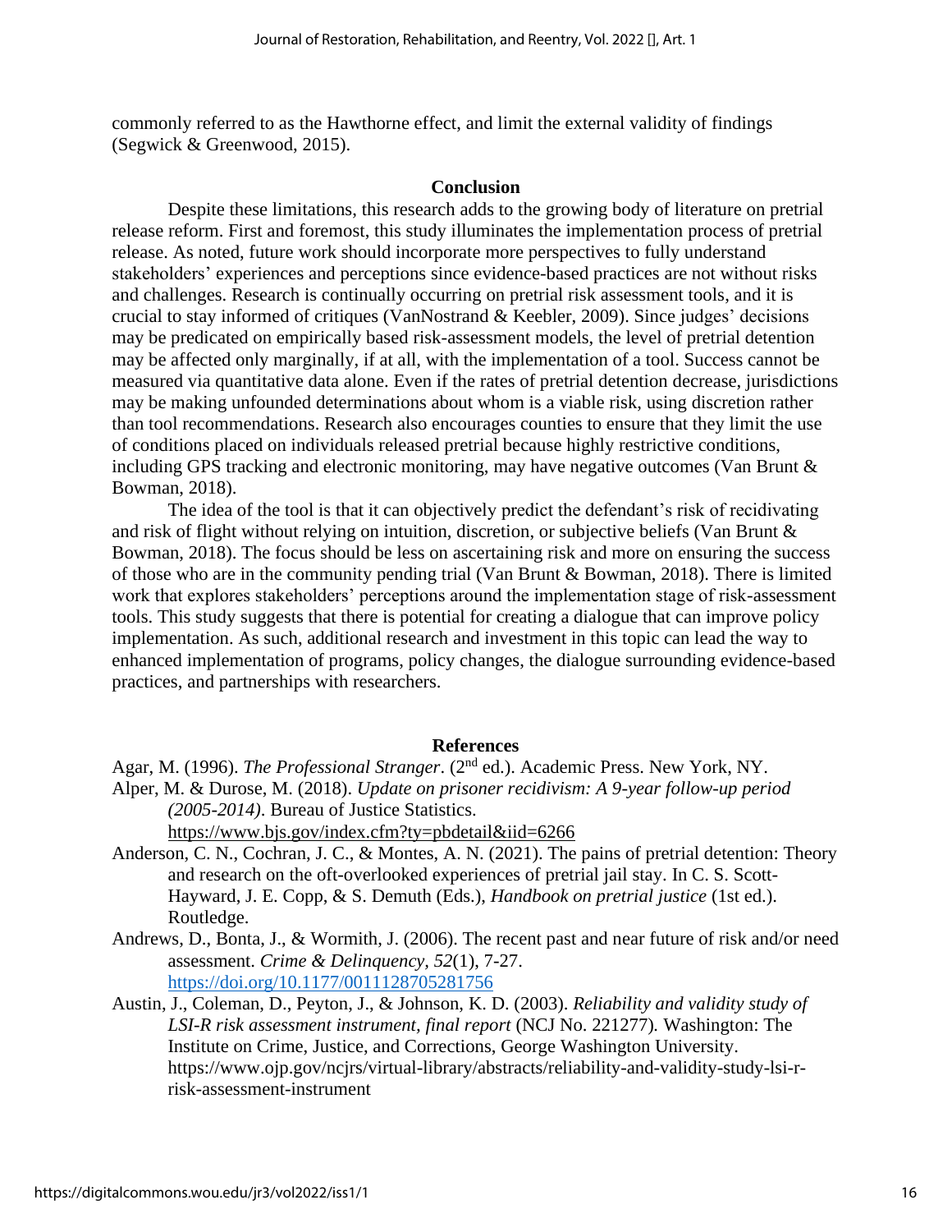commonly referred to as the Hawthorne effect, and limit the external validity of findings (Segwick & Greenwood, 2015).

## Conclusion

Despite these limitations, this research adds to the growing body of literature on pretrial release reform. First and foremost, this study illuminates the implementation process of pretrial release. As noted, future work should incorporate more perspectives to fully understand stakeholders' experiences and perceptions since evidence-based practices are not without risks and challenges. Research is continually occurring on pretrial risk assessment tools, and it is crucial to stay informed of critiques (VanNostrand & Keebler, 2009). Since judges' decisions may be predicated on empirically based risk-assessment models, the level of pretrial detention may be affected only marginally, if at all, with the implementation of a tool. Success cannot be measured via quantitative data alone. Even if the rates of pretrial detention decrease, jurisdictions may be making unfounded determinations about whom is a viable risk, using discretion rather than tool recommendations. Research also encourages counties to ensure that they limit the use of conditions placed on individuals released pretrial because highly restrictive conditions, including GPS tracking and electronic monitoring, may have negative outcomes (Van Brunt & Bowman, 2018).

The idea of the tool is that it can objectively predict the defendant's risk of recidivating and risk of flight without relying on intuition, discretion, or subjective beliefs (Van Brunt & Bowman, 2018). The focus should be less on ascertaining risk and more on ensuring the success of those who are in the community pending trial (Van Brunt & Bowman, 2018). There is limited work that explores stakeholders' perceptions around the implementation stage of risk-assessment tools. This study suggests that there is potential for creating a dialogue that can improve policy implementation. As such, additional research and investment in this topic can lead the way to enhanced implementation of programs, policy changes, the dialogue surrounding evidence-based practices, and partnerships with researchers.

## References

Agar, M. (1996). *The Professional Stranger*. (2nd ed.). Academic Press. New York, NY.

Alper, M. & Durose, M. (2018). *Update on prisoner recidivism: A 9-year follow-up period (2005-2014)*. Bureau of Justice Statistics. https://www.bjs.gov/index.cfm?ty=pbdetail&iid=6266

Anderson, C. N., Cochran, J. C., & Montes, A. N. (2021). The pains of pretrial detention: Theory and research on the oft-overlooked experiences of pretrial jail stay. In C. S. Scott-Hayward, J. E. Copp, & S. Demuth (Eds.), *Handbook on pretrial justice* (1st ed.). Routledge.

Andrews, D., Bonta, J., & Wormith, J. (2006). The recent past and near future of risk and/or need assessment. *Crime & Delinquency, 52*(1), 7-27. https://doi.org/10.1177/0011128705281756

Austin, J., Coleman, D., Peyton, J., & Johnson, K. D. (2003). *Reliability and validity study of LSI-R risk assessment instrument, final report* (NCJ No. 221277). Washington: The Institute on Crime, Justice, and Corrections, George Washington University. https://www.ojp.gov/ncjrs/virtual-library/abstracts/reliability-and-validity-study-lsi-r-risk-assessment-instrument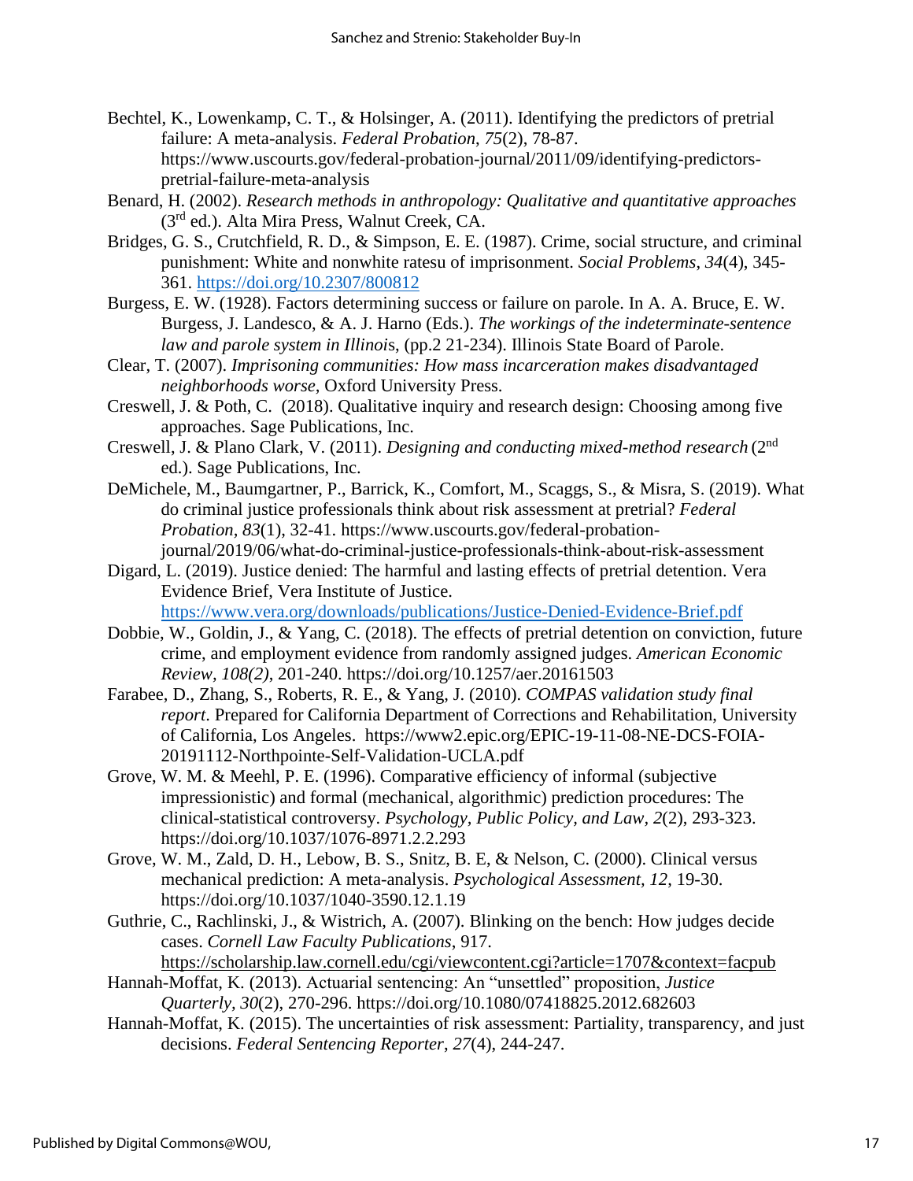Bechtel, K., Lowenkamp, C. T., & Holsinger, A. (2011). Identifying the predictors of pretrial failure: A meta-analysis. *Federal Probation*, *75*(2), 78-87. https://www.uscourts.gov/federal-probation-journal/2011/09/identifying-predictors-pretrial-failure-meta-analysis

Benard, H. (2002). *Research methods in anthropology: Qualitative and quantitative approaches* (3rd ed.). Alta Mira Press, Walnut Creek, CA.

Bridges, G. S., Crutchfield, R. D., & Simpson, E. E. (1987). Crime, social structure, and criminal punishment: White and nonwhite ratesu of imprisonment. *Social Problems*, *34*(4), 345-361. https://doi.org/10.2307/800812

Burgess, E. W. (1928). Factors determining success or failure on parole. In A. A. Bruce, E. W. Burgess, J. Landesco, & A. J. Harno (Eds.). *The workings of the indeterminate-sentence law and parole system in Illinois*, (pp.2 21-234). Illinois State Board of Parole.

Clear, T. (2007). *Imprisoning communities: How mass incarceration makes disadvantaged neighborhoods worse*, Oxford University Press.

Creswell, J. & Poth, C. (2018). Qualitative inquiry and research design: Choosing among five approaches. Sage Publications, Inc.

Creswell, J. & Plano Clark, V. (2011). *Designing and conducting mixed-method research* (2nd ed.). Sage Publications, Inc.

DeMichele, M., Baumgartner, P., Barrick, K., Comfort, M., Scaggs, S., & Misra, S. (2019). What do criminal justice professionals think about risk assessment at pretrial? *Federal Probation*, *83*(1), 32-41. https://www.uscourts.gov/federal-probation-journal/2019/06/what-do-criminal-justice-professionals-think-about-risk-assessment

Digard, L. (2019). Justice denied: The harmful and lasting effects of pretrial detention. Vera Evidence Brief, Vera Institute of Justice. https://www.vera.org/downloads/publications/Justice-Denied-Evidence-Brief.pdf

Dobbie, W., Goldin, J., & Yang, C. (2018). The effects of pretrial detention on conviction, future crime, and employment evidence from randomly assigned judges. *American Economic Review, 108(2)*, 201-240. https://doi.org/10.1257/aer.20161503

Farabee, D., Zhang, S., Roberts, R. E., & Yang, J. (2010). *COMPAS validation study final report*. Prepared for California Department of Corrections and Rehabilitation, University of California, Los Angeles. https://www2.epic.org/EPIC-19-11-08-NE-DCS-FOIA-20191112-Northpointe-Self-Validation-UCLA.pdf

Grove, W. M. & Meehl, P. E. (1996). Comparative efficiency of informal (subjective impressionistic) and formal (mechanical, algorithmic) prediction procedures: The clinical-statistical controversy. *Psychology, Public Policy, and Law*, *2*(2), 293-323. https://doi.org/10.1037/1076-8971.2.2.293

Grove, W. M., Zald, D. H., Lebow, B. S., Snitz, B. E, & Nelson, C. (2000). Clinical versus mechanical prediction: A meta-analysis. *Psychological Assessment, 12*, 19-30. https://doi.org/10.1037/1040-3590.12.1.19

Guthrie, C., Rachlinski, J., & Wistrich, A. (2007). Blinking on the bench: How judges decide cases. *Cornell Law Faculty Publications*, 917. https://scholarship.law.cornell.edu/cgi/viewcontent.cgi?article=1707&context=facpub

Hannah-Moffat, K. (2013). Actuarial sentencing: An "unsettled" proposition, *Justice Quarterly, 30*(2), 270-296. https://doi.org/10.1080/07418825.2012.682603

Hannah-Moffat, K. (2015). The uncertainties of risk assessment: Partiality, transparency, and just decisions. *Federal Sentencing Reporter*, *27*(4), 244-247.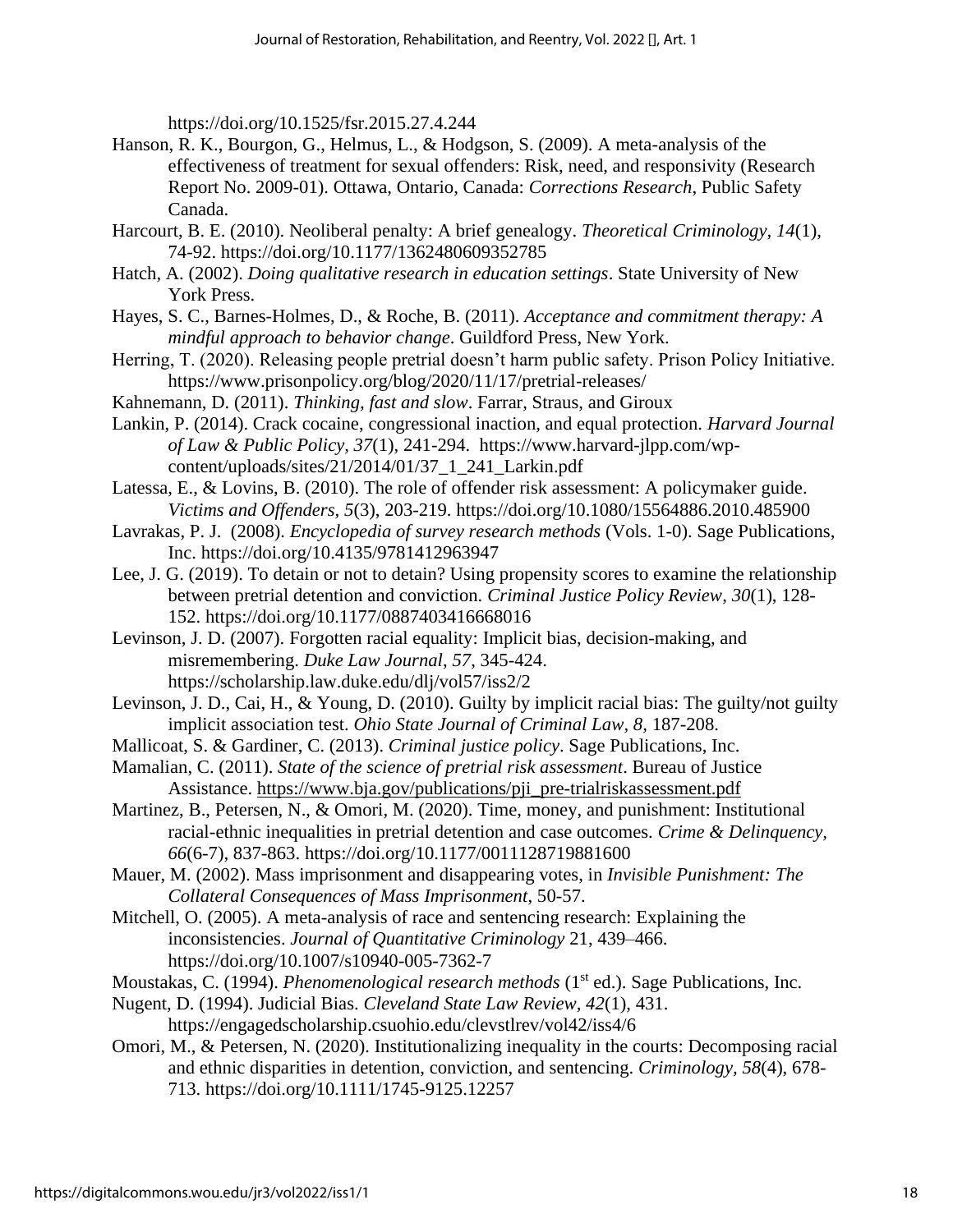https://doi.org/10.1525/fsr.2015.27.4.244

Hanson, R. K., Bourgon, G., Helmus, L., & Hodgson, S. (2009). A meta-analysis of the effectiveness of treatment for sexual offenders: Risk, need, and responsivity (Research Report No. 2009-01). Ottawa, Ontario, Canada: *Corrections Research*, Public Safety Canada.

Harcourt, B. E. (2010). Neoliberal penalty: A brief genealogy. *Theoretical Criminology, 14*(1), 74-92. https://doi.org/10.1177/1362480609352785

Hatch, A. (2002). *Doing qualitative research in education settings*. State University of New York Press.

Hayes, S. C., Barnes-Holmes, D., & Roche, B. (2011). *Acceptance and commitment therapy: A mindful approach to behavior change*. Guildford Press, New York.

Herring, T. (2020). Releasing people pretrial doesn't harm public safety. Prison Policy Initiative. https://www.prisonpolicy.org/blog/2020/11/17/pretrial-releases/

Kahnemann, D. (2011). *Thinking, fast and slow*. Farrar, Straus, and Giroux

Lankin, P. (2014). Crack cocaine, congressional inaction, and equal protection. *Harvard Journal of Law & Public Policy, 37*(1), 241-294. https://www.harvard-jlpp.com/wp-content/uploads/sites/21/2014/01/37_1_241_Larkin.pdf

Latessa, E., & Lovins, B. (2010). The role of offender risk assessment: A policymaker guide. *Victims and Offenders*, *5*(3), 203-219. https://doi.org/10.1080/15564886.2010.485900

Lavrakas, P. J. (2008). *Encyclopedia of survey research methods* (Vols. 1-0). Sage Publications, Inc. https://doi.org/10.4135/9781412963947

Lee, J. G. (2019). To detain or not to detain? Using propensity scores to examine the relationship between pretrial detention and conviction. *Criminal Justice Policy Review*, *30*(1), 128-152. https://doi.org/10.1177/0887403416668016

Levinson, J. D. (2007). Forgotten racial equality: Implicit bias, decision-making, and misremembering. *Duke Law Journal*, *57*, 345-424. https://scholarship.law.duke.edu/dlj/vol57/iss2/2

Levinson, J. D., Cai, H., & Young, D. (2010). Guilty by implicit racial bias: The guilty/not guilty implicit association test. *Ohio State Journal of Criminal Law*, *8*, 187-208.

Mallicoat, S. & Gardiner, C. (2013). *Criminal justice policy*. Sage Publications, Inc.

Mamalian, C. (2011). *State of the science of pretrial risk assessment*. Bureau of Justice Assistance. https://www.bja.gov/publications/pji_pre-trialriskassessment.pdf

Martinez, B., Petersen, N., & Omori, M. (2020). Time, money, and punishment: Institutional racial-ethnic inequalities in pretrial detention and case outcomes. *Crime & Delinquency, 66*(6-7), 837-863. https://doi.org/10.1177/0011128719881600

Mauer, M. (2002). Mass imprisonment and disappearing votes, in *Invisible Punishment: The Collateral Consequences of Mass Imprisonment*, 50-57.

Mitchell, O. (2005). A meta-analysis of race and sentencing research: Explaining the inconsistencies. *Journal of Quantitative Criminology* 21, 439–466. https://doi.org/10.1007/s10940-005-7362-7

Moustakas, C. (1994). *Phenomenological research methods* (1st ed.). Sage Publications, Inc.

Nugent, D. (1994). Judicial Bias. *Cleveland State Law Review*, *42*(1), 431. https://engagedscholarship.csuohio.edu/clevstlrev/vol42/iss4/6

Omori, M., & Petersen, N. (2020). Institutionalizing inequality in the courts: Decomposing racial and ethnic disparities in detention, conviction, and sentencing. *Criminology, 58*(4), 678-713. https://doi.org/10.1111/1745-9125.12257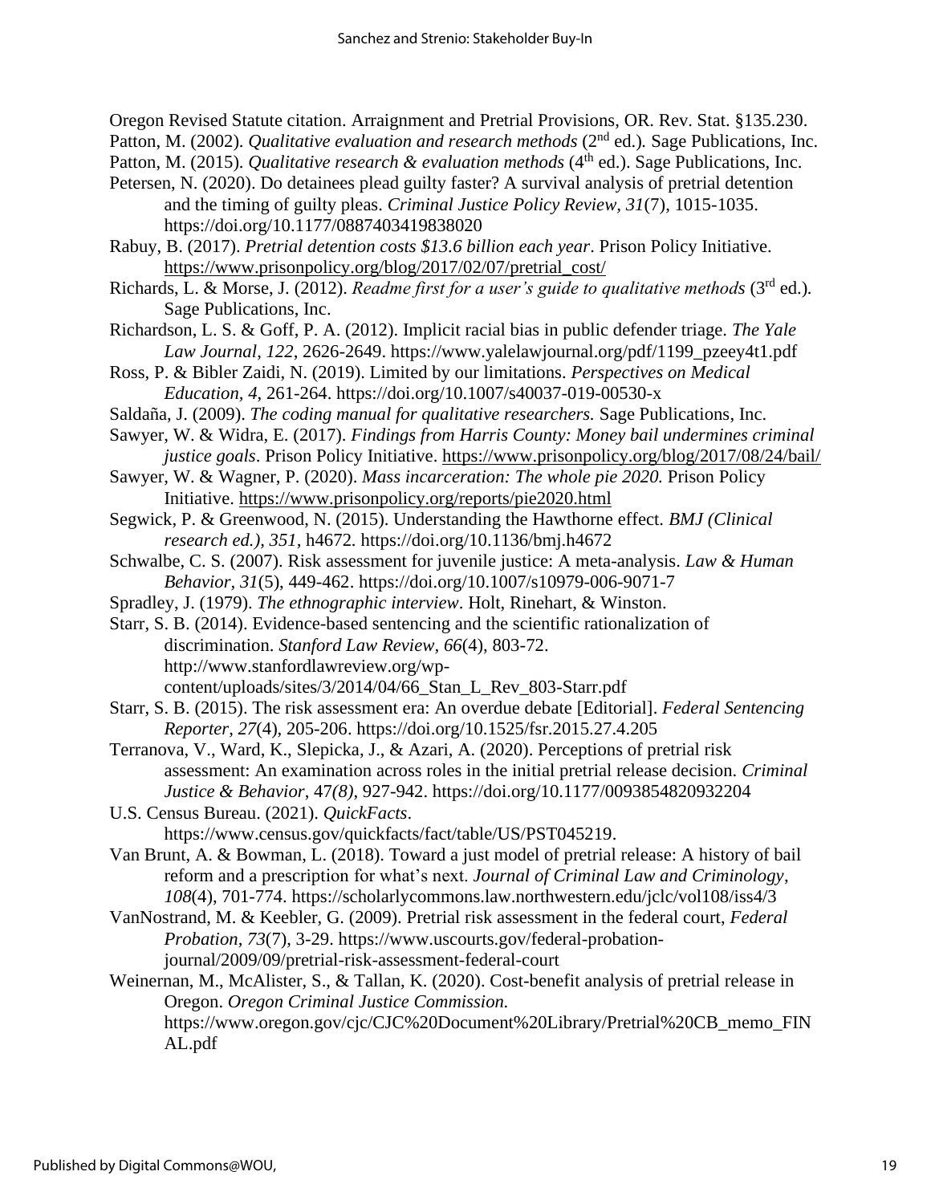Oregon Revised Statute citation. Arraignment and Pretrial Provisions, OR. Rev. Stat. §135.230.

Patton, M. (2002). *Qualitative evaluation and research methods* (2nd ed.). Sage Publications, Inc.

Patton, M. (2015). *Qualitative research & evaluation methods* (4th ed.). Sage Publications, Inc.

Petersen, N. (2020). Do detainees plead guilty faster? A survival analysis of pretrial detention and the timing of guilty pleas. *Criminal Justice Policy Review, 31*(7), 1015-1035. https://doi.org/10.1177/0887403419838020

Rabuy, B. (2017). *Pretrial detention costs $13.6 billion each year*. Prison Policy Initiative. https://www.prisonpolicy.org/blog/2017/02/07/pretrial_cost/

Richards, L. & Morse, J. (2012). *Readme first for a user's guide to qualitative methods* (3rd ed.). Sage Publications, Inc.

Richardson, L. S. & Goff, P. A. (2012). Implicit racial bias in public defender triage. *The Yale Law Journal, 122*, 2626-2649. https://www.yalelawjournal.org/pdf/1199_pzeey4t1.pdf

Ross, P. & Bibler Zaidi, N. (2019). Limited by our limitations. *Perspectives on Medical Education, 4*, 261-264. https://doi.org/10.1007/s40037-019-00530-x

Saldaña, J. (2009). *The coding manual for qualitative researchers.* Sage Publications, Inc.

Sawyer, W. & Widra, E. (2017). *Findings from Harris County: Money bail undermines criminal justice goals*. Prison Policy Initiative. https://www.prisonpolicy.org/blog/2017/08/24/bail/

Sawyer, W. & Wagner, P. (2020). *Mass incarceration: The whole pie 2020.* Prison Policy Initiative. https://www.prisonpolicy.org/reports/pie2020.html

Segwick, P. & Greenwood, N. (2015). Understanding the Hawthorne effect. *BMJ (Clinical research ed.), 351*, h4672. https://doi.org/10.1136/bmj.h4672

Schwalbe, C. S. (2007). Risk assessment for juvenile justice: A meta-analysis. *Law & Human Behavior, 31*(5), 449-462. https://doi.org/10.1007/s10979-006-9071-7

Spradley, J. (1979). *The ethnographic interview*. Holt, Rinehart, & Winston.

Starr, S. B. (2014). Evidence-based sentencing and the scientific rationalization of discrimination. *Stanford Law Review, 66*(4), 803-72. http://www.stanfordlawreview.org/wp-content/uploads/sites/3/2014/04/66_Stan_L_Rev_803-Starr.pdf

Starr, S. B. (2015). The risk assessment era: An overdue debate [Editorial]. *Federal Sentencing Reporter, 27*(4), 205-206. https://doi.org/10.1525/fsr.2015.27.4.205

Terranova, V., Ward, K., Slepicka, J., & Azari, A. (2020). Perceptions of pretrial risk assessment: An examination across roles in the initial pretrial release decision. *Criminal Justice & Behavior*, 47*(8)*, 927-942. https://doi.org/10.1177/0093854820932204

U.S. Census Bureau. (2021). *QuickFacts*. https://www.census.gov/quickfacts/fact/table/US/PST045219.

Van Brunt, A. & Bowman, L. (2018). Toward a just model of pretrial release: A history of bail reform and a prescription for what's next. *Journal of Criminal Law and Criminology, 108*(4), 701-774. https://scholarlycommons.law.northwestern.edu/jclc/vol108/iss4/3

VanNostrand, M. & Keebler, G. (2009). Pretrial risk assessment in the federal court, *Federal Probation, 73*(7), 3-29. https://www.uscourts.gov/federal-probation-journal/2009/09/pretrial-risk-assessment-federal-court

Weinernan, M., McAlister, S., & Tallan, K. (2020). Cost-benefit analysis of pretrial release in Oregon. *Oregon Criminal Justice Commission.* https://www.oregon.gov/cjc/CJC%20Document%20Library/Pretrial%20CB_memo_FINAL.pdf